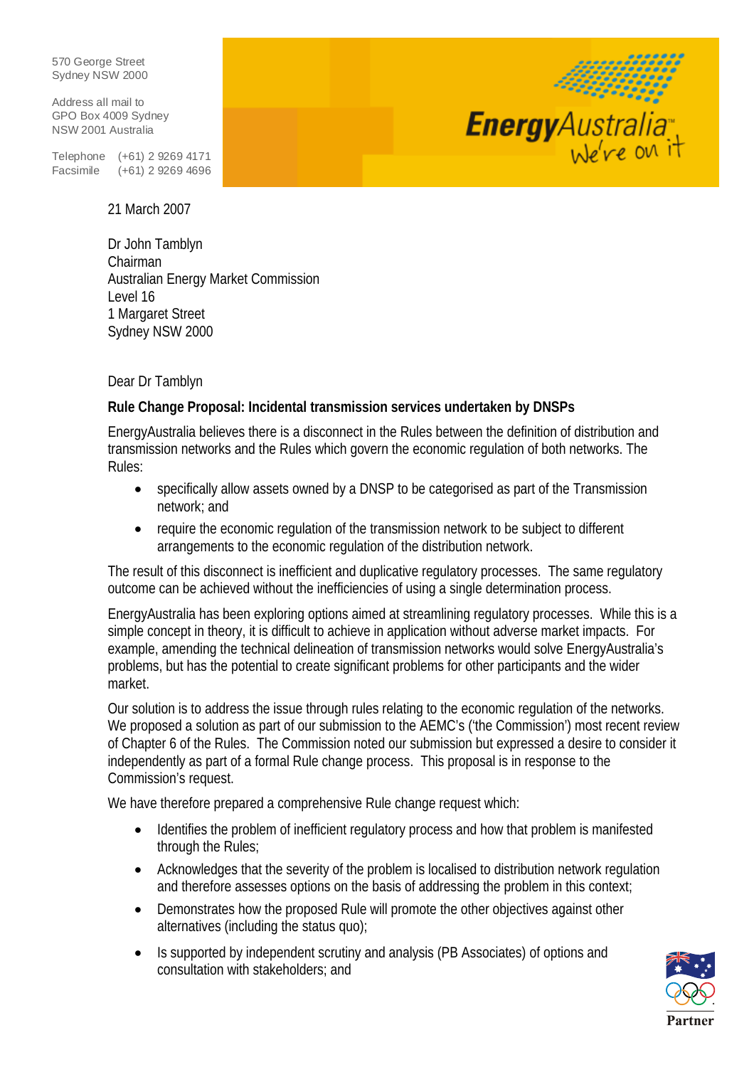570 George Street
Sydney NSW 2000

Address all mail to
GPO Box 4009 Sydney
NSW 2001 Australia

Telephone (+61) 2 9269 4171
Facsimile (+61) 2 9269 4696

EnergyAustralia We're on it

21 March 2007

Dr John Tamblyn
Chairman
Australian Energy Market Commission
Level 16
1 Margaret Street
Sydney NSW 2000

Dear Dr Tamblyn

**Rule Change Proposal: Incidental transmission services undertaken by DNSPs**

EnergyAustralia believes there is a disconnect in the Rules between the definition of distribution and transmission networks and the Rules which govern the economic regulation of both networks. The Rules:

- specifically allow assets owned by a DNSP to be categorised as part of the Transmission network; and
- require the economic regulation of the transmission network to be subject to different arrangements to the economic regulation of the distribution network.

The result of this disconnect is inefficient and duplicative regulatory processes. The same regulatory outcome can be achieved without the inefficiencies of using a single determination process.

EnergyAustralia has been exploring options aimed at streamlining regulatory processes. While this is a simple concept in theory, it is difficult to achieve in application without adverse market impacts. For example, amending the technical delineation of transmission networks would solve EnergyAustralia's problems, but has the potential to create significant problems for other participants and the wider market.

Our solution is to address the issue through rules relating to the economic regulation of the networks. We proposed a solution as part of our submission to the AEMC's ('the Commission') most recent review of Chapter 6 of the Rules. The Commission noted our submission but expressed a desire to consider it independently as part of a formal Rule change process. This proposal is in response to the Commission's request.

We have therefore prepared a comprehensive Rule change request which:

- Identifies the problem of inefficient regulatory process and how that problem is manifested through the Rules;
- Acknowledges that the severity of the problem is localised to distribution network regulation and therefore assesses options on the basis of addressing the problem in this context;
- Demonstrates how the proposed Rule will promote the other objectives against other alternatives (including the status quo);
- Is supported by independent scrutiny and analysis (PB Associates) of options and consultation with stakeholders; and

Partner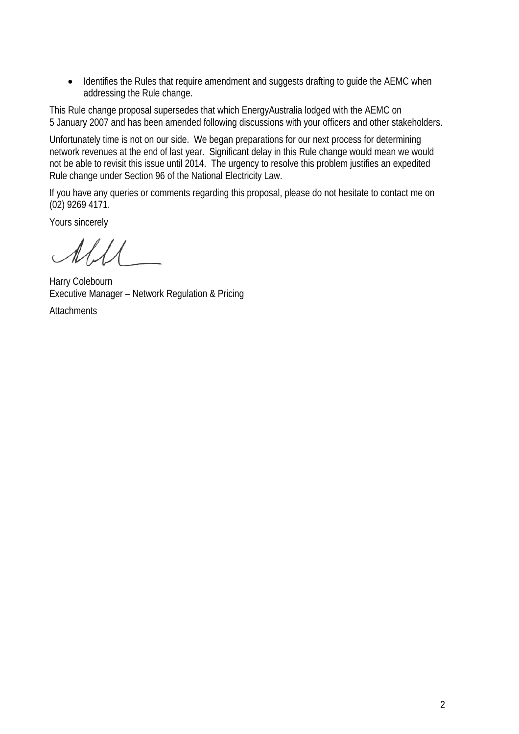- Identifies the Rules that require amendment and suggests drafting to guide the AEMC when addressing the Rule change.

This Rule change proposal supersedes that which EnergyAustralia lodged with the AEMC on 5 January 2007 and has been amended following discussions with your officers and other stakeholders.

Unfortunately time is not on our side. We began preparations for our next process for determining network revenues at the end of last year. Significant delay in this Rule change would mean we would not be able to revisit this issue until 2014. The urgency to resolve this problem justifies an expedited Rule change under Section 96 of the National Electricity Law.

If you have any queries or comments regarding this proposal, please do not hesitate to contact me on (02) 9269 4171.

Yours sincerely

Harry Colebourn
Executive Manager – Network Regulation & Pricing

Attachments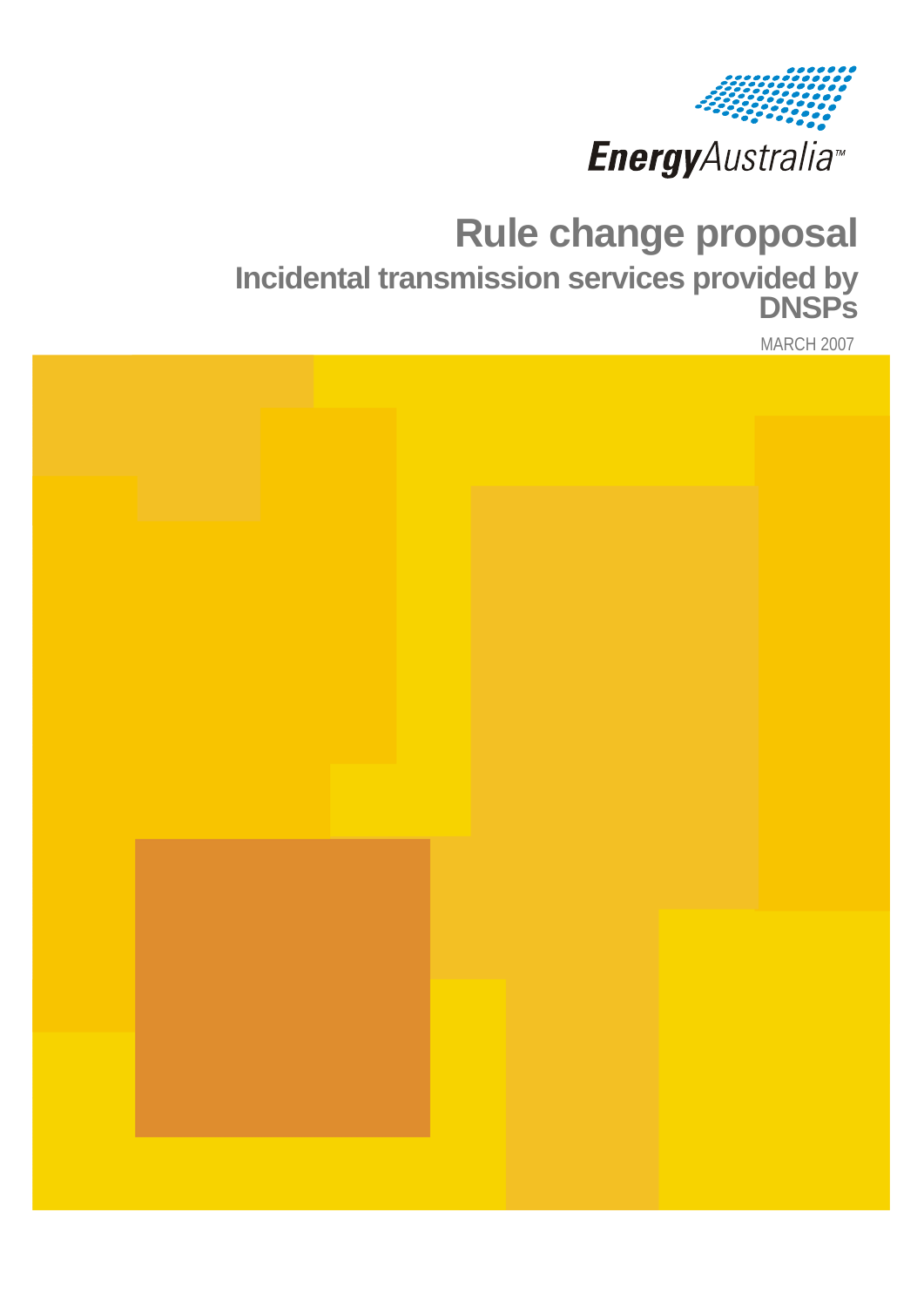EnergyAustralia™

# Rule change proposal

## Incidental transmission services provided by DNSPs

MARCH 2007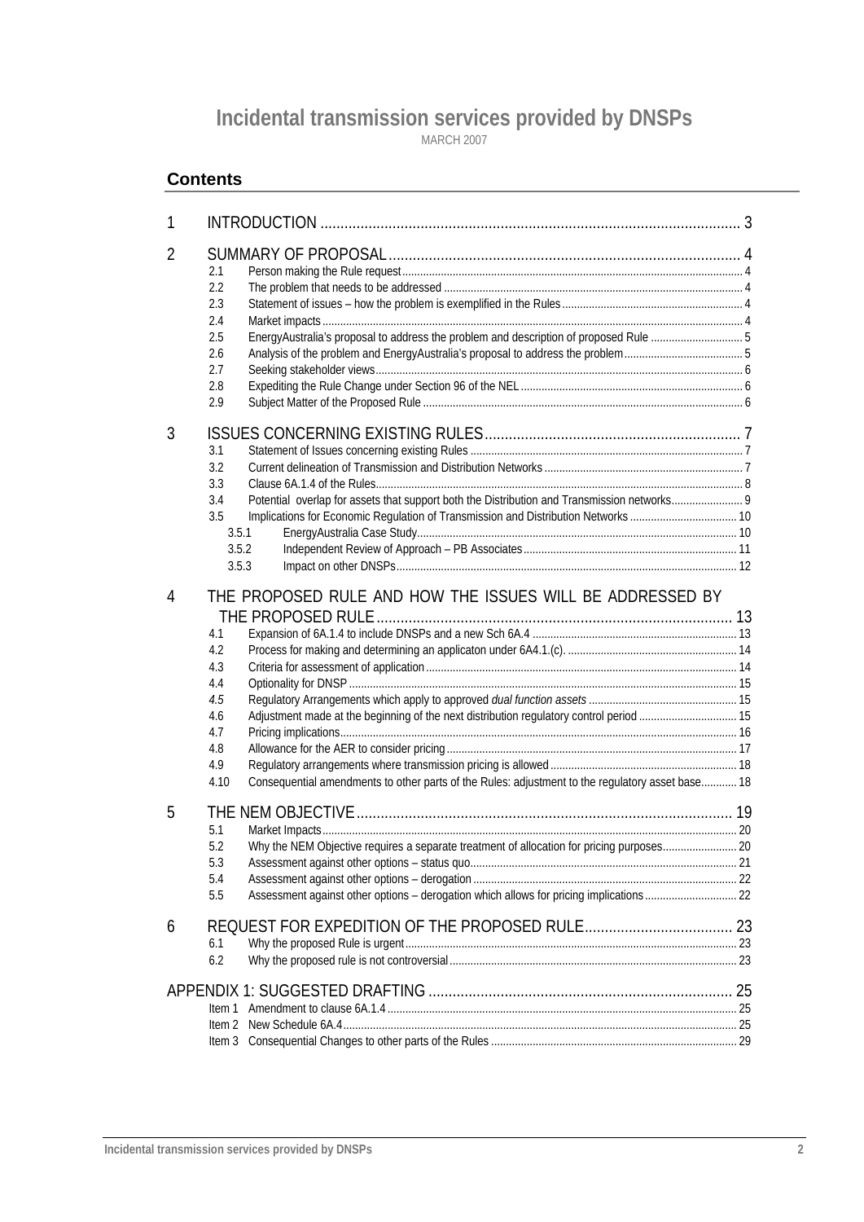# Incidental transmission services provided by DNSPs

MARCH 2007

## Contents

1 INTRODUCTION ........................................................................................................ 3

2 SUMMARY OF PROPOSAL ........................................................................................ 4
- 2.1 Person making the Rule request ........................................................................ 4
- 2.2 The problem that needs to be addressed ............................................................ 4
- 2.3 Statement of issues – how the problem is exemplified in the Rules ....................... 4
- 2.4 Market impacts ................................................................................................ 4
- 2.5 EnergyAustralia's proposal to address the problem and description of proposed Rule ....... 5
- 2.6 Analysis of the problem and EnergyAustralia's proposal to address the problem ........ 5
- 2.7 Seeking stakeholder views ................................................................................ 6
- 2.8 Expediting the Rule Change under Section 96 of the NEL ...................................... 6
- 2.9 Subject Matter of the Proposed Rule .................................................................. 6

3 ISSUES CONCERNING EXISTING RULES ................................................................ 7
- 3.1 Statement of Issues concerning existing Rules ..................................................... 7
- 3.2 Current delineation of Transmission and Distribution Networks ............................... 7
- 3.3 Clause 6A.1.4 of the Rules ................................................................................ 8
- 3.4 Potential overlap for assets that support both the Distribution and Transmission networks ........ 9
- 3.5 Implications for Economic Regulation of Transmission and Distribution Networks ....... 10
  - 3.5.1 EnergyAustralia Case Study ...................................................................... 10
  - 3.5.2 Independent Review of Approach – PB Associates ........................................ 11
  - 3.5.3 Impact on other DNSPs ............................................................................ 12

4 THE PROPOSED RULE AND HOW THE ISSUES WILL BE ADDRESSED BY THE PROPOSED RULE ........................................................................................... 13
- 4.1 Expansion of 6A.1.4 to include DNSPs and a new Sch 6A.4 .................................. 13
- 4.2 Process for making and determining an applicaton under 6A4.1.(c). ........................ 14
- 4.3 Criteria for assessment of application ................................................................ 14
- 4.4 Optionality for DNSP ........................................................................................ 15
- *4.5* Regulatory Arrangements which apply to approved *dual function assets* ................. 15
- 4.6 Adjustment made at the beginning of the next distribution regulatory control period ...... 15
- 4.7 Pricing implications .......................................................................................... 16
- 4.8 Allowance for the AER to consider pricing ........................................................... 17
- 4.9 Regulatory arrangements where transmission pricing is allowed ............................. 18
- 4.10 Consequential amendments to other parts of the Rules: adjustment to the regulatory asset base ........ 18

5 THE NEM OBJECTIVE ............................................................................................ 19
- 5.1 Market Impacts ................................................................................................ 20
- 5.2 Why the NEM Objective requires a separate treatment of allocation for pricing purposes ........ 20
- 5.3 Assessment against other options – status quo ..................................................... 21
- 5.4 Assessment against other options – derogation ..................................................... 22
- 5.5 Assessment against other options – derogation which allows for pricing implications ....... 22

6 REQUEST FOR EXPEDITION OF THE PROPOSED RULE ........................................... 23
- 6.1 Why the proposed Rule is urgent ........................................................................ 23
- 6.2 Why the proposed rule is not controversial ........................................................... 23

APPENDIX 1: SUGGESTED DRAFTING ....................................................................... 25
- Item 1 Amendment to clause 6A.1.4 ........................................................................ 25
- Item 2 New Schedule 6A.4 ....................................................................................... 25
- Item 3 Consequential Changes to other parts of the Rules ........................................... 29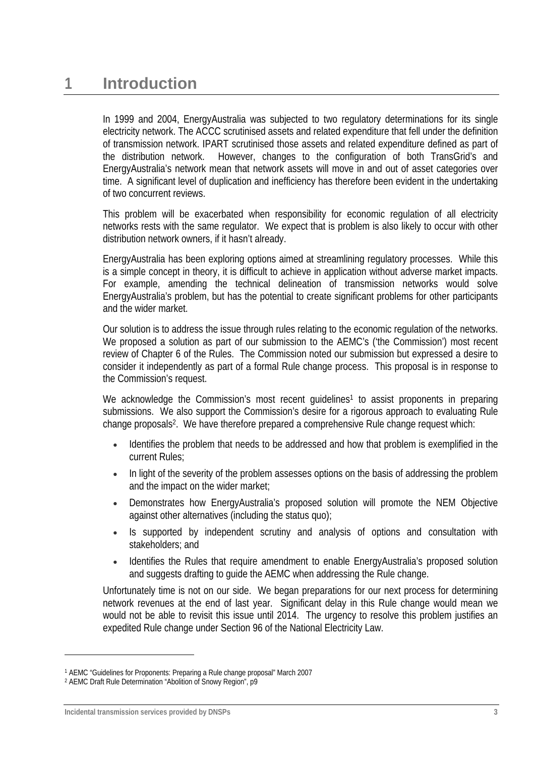# 1 Introduction

In 1999 and 2004, EnergyAustralia was subjected to two regulatory determinations for its single electricity network. The ACCC scrutinised assets and related expenditure that fell under the definition of transmission network. IPART scrutinised those assets and related expenditure defined as part of the distribution network. However, changes to the configuration of both TransGrid's and EnergyAustralia's network mean that network assets will move in and out of asset categories over time. A significant level of duplication and inefficiency has therefore been evident in the undertaking of two concurrent reviews.

This problem will be exacerbated when responsibility for economic regulation of all electricity networks rests with the same regulator. We expect that is problem is also likely to occur with other distribution network owners, if it hasn't already.

EnergyAustralia has been exploring options aimed at streamlining regulatory processes. While this is a simple concept in theory, it is difficult to achieve in application without adverse market impacts. For example, amending the technical delineation of transmission networks would solve EnergyAustralia's problem, but has the potential to create significant problems for other participants and the wider market.

Our solution is to address the issue through rules relating to the economic regulation of the networks. We proposed a solution as part of our submission to the AEMC's ('the Commission') most recent review of Chapter 6 of the Rules. The Commission noted our submission but expressed a desire to consider it independently as part of a formal Rule change process. This proposal is in response to the Commission's request.

We acknowledge the Commission's most recent guidelines[1] to assist proponents in preparing submissions. We also support the Commission's desire for a rigorous approach to evaluating Rule change proposals[2]. We have therefore prepared a comprehensive Rule change request which:

- Identifies the problem that needs to be addressed and how that problem is exemplified in the current Rules;
- In light of the severity of the problem assesses options on the basis of addressing the problem and the impact on the wider market;
- Demonstrates how EnergyAustralia's proposed solution will promote the NEM Objective against other alternatives (including the status quo);
- Is supported by independent scrutiny and analysis of options and consultation with stakeholders; and
- Identifies the Rules that require amendment to enable EnergyAustralia's proposed solution and suggests drafting to guide the AEMC when addressing the Rule change.

Unfortunately time is not on our side. We began preparations for our next process for determining network revenues at the end of last year. Significant delay in this Rule change would mean we would not be able to revisit this issue until 2014. The urgency to resolve this problem justifies an expedited Rule change under Section 96 of the National Electricity Law.

---

[1] AEMC "Guidelines for Proponents: Preparing a Rule change proposal" March 2007

[2] AEMC Draft Rule Determination "Abolition of Snowy Region", p9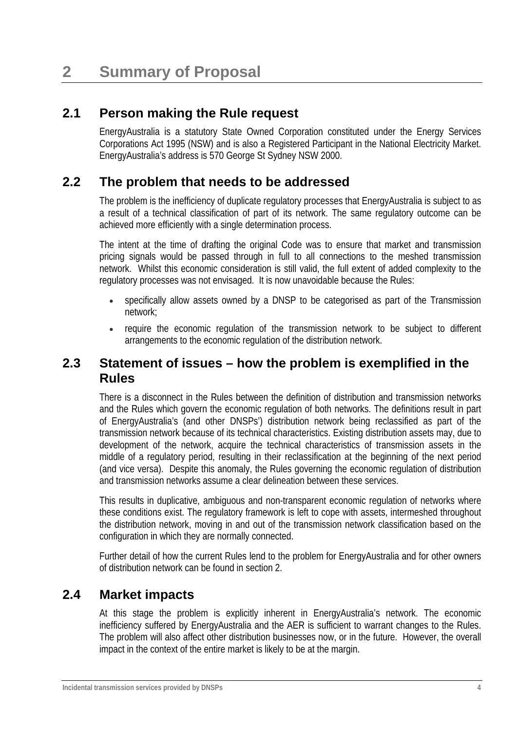# 2 Summary of Proposal

## 2.1 Person making the Rule request

EnergyAustralia is a statutory State Owned Corporation constituted under the Energy Services Corporations Act 1995 (NSW) and is also a Registered Participant in the National Electricity Market. EnergyAustralia's address is 570 George St Sydney NSW 2000.

## 2.2 The problem that needs to be addressed

The problem is the inefficiency of duplicate regulatory processes that EnergyAustralia is subject to as a result of a technical classification of part of its network. The same regulatory outcome can be achieved more efficiently with a single determination process.

The intent at the time of drafting the original Code was to ensure that market and transmission pricing signals would be passed through in full to all connections to the meshed transmission network. Whilst this economic consideration is still valid, the full extent of added complexity to the regulatory processes was not envisaged. It is now unavoidable because the Rules:

- specifically allow assets owned by a DNSP to be categorised as part of the Transmission network;
- require the economic regulation of the transmission network to be subject to different arrangements to the economic regulation of the distribution network.

## 2.3 Statement of issues – how the problem is exemplified in the Rules

There is a disconnect in the Rules between the definition of distribution and transmission networks and the Rules which govern the economic regulation of both networks. The definitions result in part of EnergyAustralia's (and other DNSPs') distribution network being reclassified as part of the transmission network because of its technical characteristics. Existing distribution assets may, due to development of the network, acquire the technical characteristics of transmission assets in the middle of a regulatory period, resulting in their reclassification at the beginning of the next period (and vice versa). Despite this anomaly, the Rules governing the economic regulation of distribution and transmission networks assume a clear delineation between these services.

This results in duplicative, ambiguous and non-transparent economic regulation of networks where these conditions exist. The regulatory framework is left to cope with assets, intermeshed throughout the distribution network, moving in and out of the transmission network classification based on the configuration in which they are normally connected.

Further detail of how the current Rules lend to the problem for EnergyAustralia and for other owners of distribution network can be found in section 2.

## 2.4 Market impacts

At this stage the problem is explicitly inherent in EnergyAustralia's network. The economic inefficiency suffered by EnergyAustralia and the AER is sufficient to warrant changes to the Rules. The problem will also affect other distribution businesses now, or in the future. However, the overall impact in the context of the entire market is likely to be at the margin.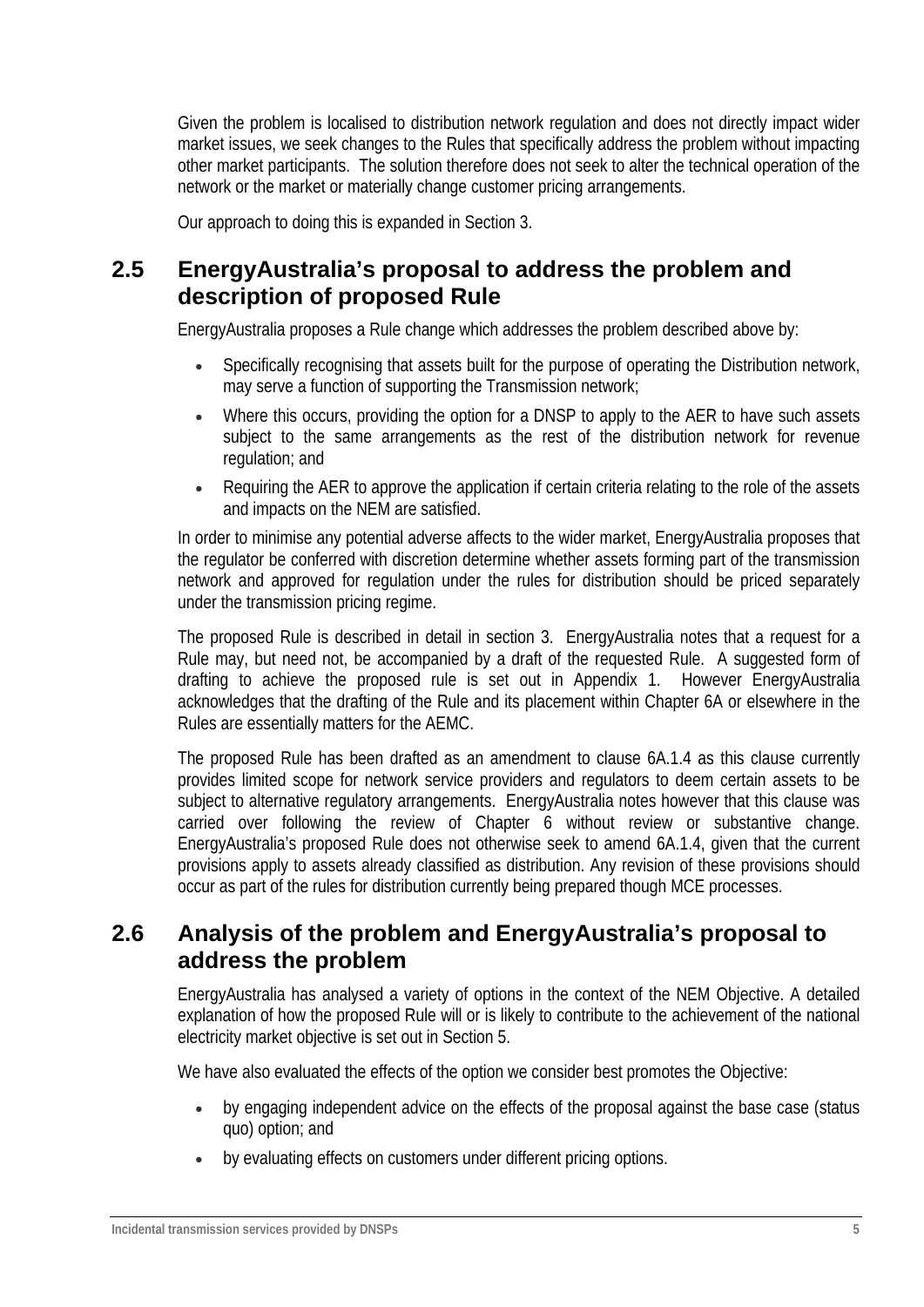Given the problem is localised to distribution network regulation and does not directly impact wider market issues, we seek changes to the Rules that specifically address the problem without impacting other market participants. The solution therefore does not seek to alter the technical operation of the network or the market or materially change customer pricing arrangements.

Our approach to doing this is expanded in Section 3.

## 2.5 EnergyAustralia's proposal to address the problem and description of proposed Rule

EnergyAustralia proposes a Rule change which addresses the problem described above by:

- Specifically recognising that assets built for the purpose of operating the Distribution network, may serve a function of supporting the Transmission network;
- Where this occurs, providing the option for a DNSP to apply to the AER to have such assets subject to the same arrangements as the rest of the distribution network for revenue regulation; and
- Requiring the AER to approve the application if certain criteria relating to the role of the assets and impacts on the NEM are satisfied.

In order to minimise any potential adverse affects to the wider market, EnergyAustralia proposes that the regulator be conferred with discretion determine whether assets forming part of the transmission network and approved for regulation under the rules for distribution should be priced separately under the transmission pricing regime.

The proposed Rule is described in detail in section 3. EnergyAustralia notes that a request for a Rule may, but need not, be accompanied by a draft of the requested Rule. A suggested form of drafting to achieve the proposed rule is set out in Appendix 1. However EnergyAustralia acknowledges that the drafting of the Rule and its placement within Chapter 6A or elsewhere in the Rules are essentially matters for the AEMC.

The proposed Rule has been drafted as an amendment to clause 6A.1.4 as this clause currently provides limited scope for network service providers and regulators to deem certain assets to be subject to alternative regulatory arrangements. EnergyAustralia notes however that this clause was carried over following the review of Chapter 6 without review or substantive change. EnergyAustralia's proposed Rule does not otherwise seek to amend 6A.1.4, given that the current provisions apply to assets already classified as distribution. Any revision of these provisions should occur as part of the rules for distribution currently being prepared though MCE processes.

## 2.6 Analysis of the problem and EnergyAustralia's proposal to address the problem

EnergyAustralia has analysed a variety of options in the context of the NEM Objective. A detailed explanation of how the proposed Rule will or is likely to contribute to the achievement of the national electricity market objective is set out in Section 5.

We have also evaluated the effects of the option we consider best promotes the Objective:

- by engaging independent advice on the effects of the proposal against the base case (status quo) option; and
- by evaluating effects on customers under different pricing options.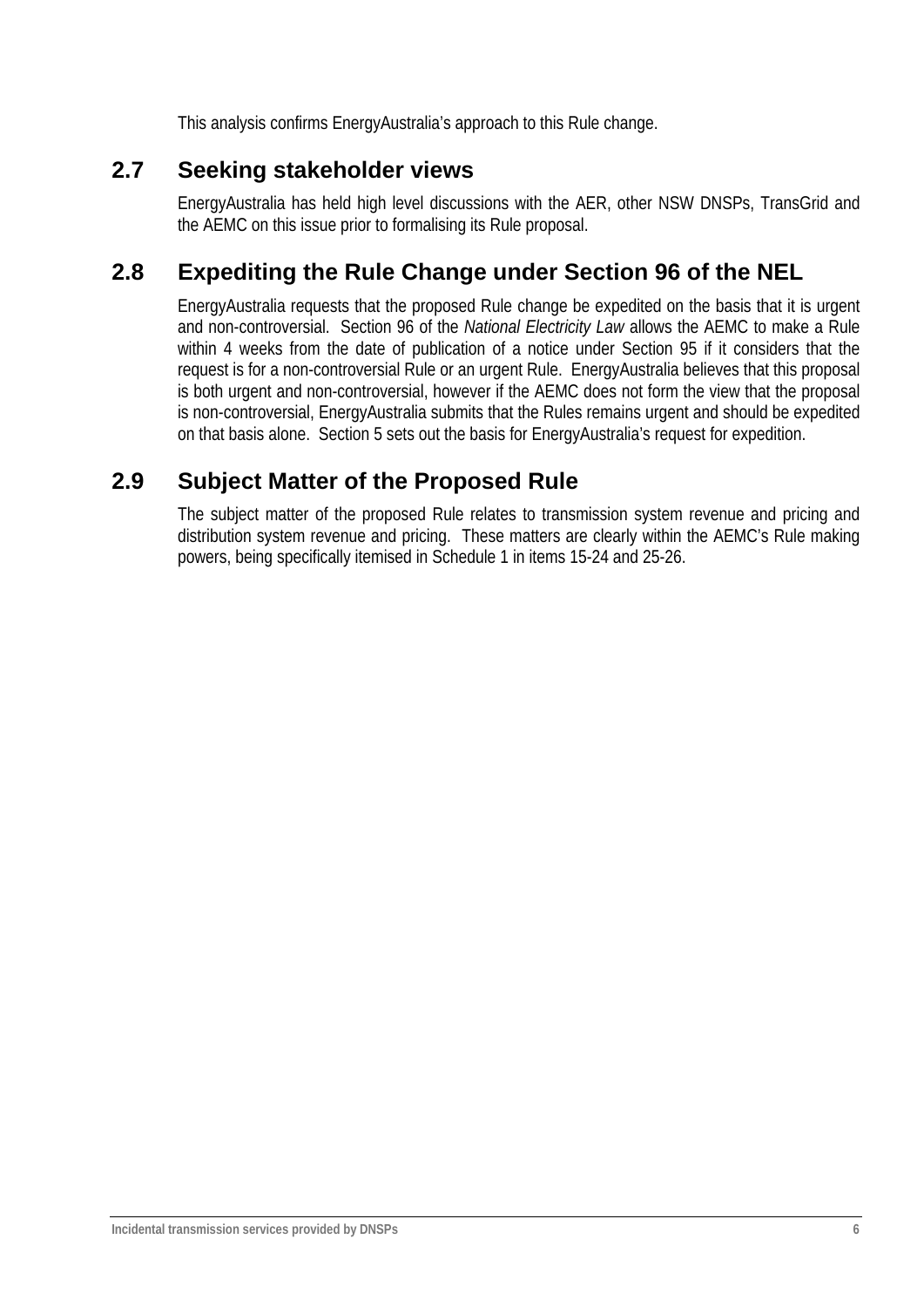This analysis confirms EnergyAustralia's approach to this Rule change.

## 2.7 Seeking stakeholder views

EnergyAustralia has held high level discussions with the AER, other NSW DNSPs, TransGrid and the AEMC on this issue prior to formalising its Rule proposal.

## 2.8 Expediting the Rule Change under Section 96 of the NEL

EnergyAustralia requests that the proposed Rule change be expedited on the basis that it is urgent and non-controversial. Section 96 of the *National Electricity Law* allows the AEMC to make a Rule within 4 weeks from the date of publication of a notice under Section 95 if it considers that the request is for a non-controversial Rule or an urgent Rule. EnergyAustralia believes that this proposal is both urgent and non-controversial, however if the AEMC does not form the view that the proposal is non-controversial, EnergyAustralia submits that the Rules remains urgent and should be expedited on that basis alone. Section 5 sets out the basis for EnergyAustralia's request for expedition.

## 2.9 Subject Matter of the Proposed Rule

The subject matter of the proposed Rule relates to transmission system revenue and pricing and distribution system revenue and pricing. These matters are clearly within the AEMC's Rule making powers, being specifically itemised in Schedule 1 in items 15-24 and 25-26.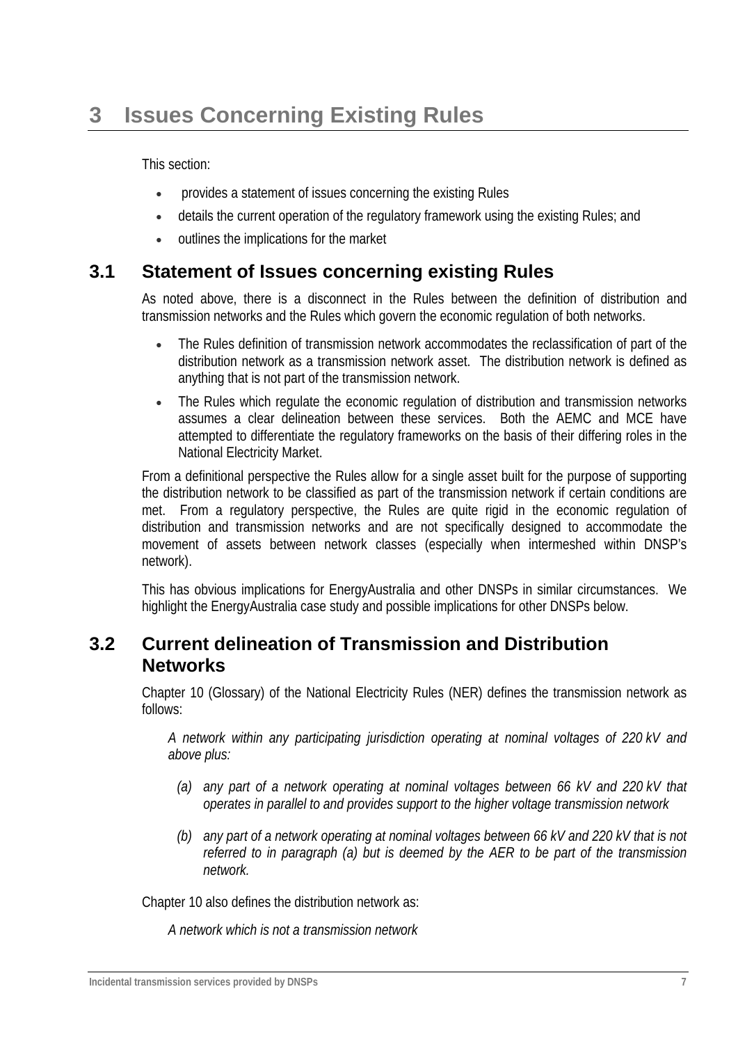# 3 Issues Concerning Existing Rules

This section:

- provides a statement of issues concerning the existing Rules
- details the current operation of the regulatory framework using the existing Rules; and
- outlines the implications for the market

## 3.1 Statement of Issues concerning existing Rules

As noted above, there is a disconnect in the Rules between the definition of distribution and transmission networks and the Rules which govern the economic regulation of both networks.

- The Rules definition of transmission network accommodates the reclassification of part of the distribution network as a transmission network asset. The distribution network is defined as anything that is not part of the transmission network.
- The Rules which regulate the economic regulation of distribution and transmission networks assumes a clear delineation between these services. Both the AEMC and MCE have attempted to differentiate the regulatory frameworks on the basis of their differing roles in the National Electricity Market.

From a definitional perspective the Rules allow for a single asset built for the purpose of supporting the distribution network to be classified as part of the transmission network if certain conditions are met. From a regulatory perspective, the Rules are quite rigid in the economic regulation of distribution and transmission networks and are not specifically designed to accommodate the movement of assets between network classes (especially when intermeshed within DNSP's network).

This has obvious implications for EnergyAustralia and other DNSPs in similar circumstances. We highlight the EnergyAustralia case study and possible implications for other DNSPs below.

## 3.2 Current delineation of Transmission and Distribution Networks

Chapter 10 (Glossary) of the National Electricity Rules (NER) defines the transmission network as follows:

> *A network within any participating jurisdiction operating at nominal voltages of 220 kV and above plus:*
>
> *(a) any part of a network operating at nominal voltages between 66 kV and 220 kV that operates in parallel to and provides support to the higher voltage transmission network*
>
> *(b) any part of a network operating at nominal voltages between 66 kV and 220 kV that is not referred to in paragraph (a) but is deemed by the AER to be part of the transmission network.*

Chapter 10 also defines the distribution network as:

> *A network which is not a transmission network*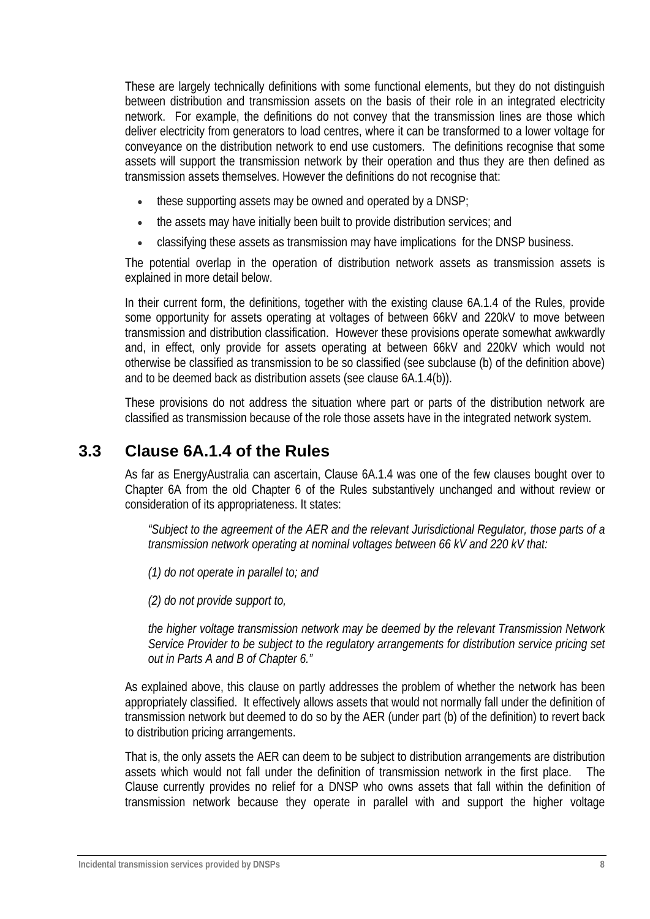These are largely technically definitions with some functional elements, but they do not distinguish between distribution and transmission assets on the basis of their role in an integrated electricity network. For example, the definitions do not convey that the transmission lines are those which deliver electricity from generators to load centres, where it can be transformed to a lower voltage for conveyance on the distribution network to end use customers. The definitions recognise that some assets will support the transmission network by their operation and thus they are then defined as transmission assets themselves. However the definitions do not recognise that:

- these supporting assets may be owned and operated by a DNSP;
- the assets may have initially been built to provide distribution services; and
- classifying these assets as transmission may have implications for the DNSP business.

The potential overlap in the operation of distribution network assets as transmission assets is explained in more detail below.

In their current form, the definitions, together with the existing clause 6A.1.4 of the Rules, provide some opportunity for assets operating at voltages of between 66kV and 220kV to move between transmission and distribution classification. However these provisions operate somewhat awkwardly and, in effect, only provide for assets operating at between 66kV and 220kV which would not otherwise be classified as transmission to be so classified (see subclause (b) of the definition above) and to be deemed back as distribution assets (see clause 6A.1.4(b)).

These provisions do not address the situation where part or parts of the distribution network are classified as transmission because of the role those assets have in the integrated network system.

## 3.3 Clause 6A.1.4 of the Rules

As far as EnergyAustralia can ascertain, Clause 6A.1.4 was one of the few clauses bought over to Chapter 6A from the old Chapter 6 of the Rules substantively unchanged and without review or consideration of its appropriateness. It states:

> *"Subject to the agreement of the AER and the relevant Jurisdictional Regulator, those parts of a transmission network operating at nominal voltages between 66 kV and 220 kV that:*
>
> *(1) do not operate in parallel to; and*
>
> *(2) do not provide support to,*
>
> *the higher voltage transmission network may be deemed by the relevant Transmission Network Service Provider to be subject to the regulatory arrangements for distribution service pricing set out in Parts A and B of Chapter 6."*

As explained above, this clause on partly addresses the problem of whether the network has been appropriately classified. It effectively allows assets that would not normally fall under the definition of transmission network but deemed to do so by the AER (under part (b) of the definition) to revert back to distribution pricing arrangements.

That is, the only assets the AER can deem to be subject to distribution arrangements are distribution assets which would not fall under the definition of transmission network in the first place. The Clause currently provides no relief for a DNSP who owns assets that fall within the definition of transmission network because they operate in parallel with and support the higher voltage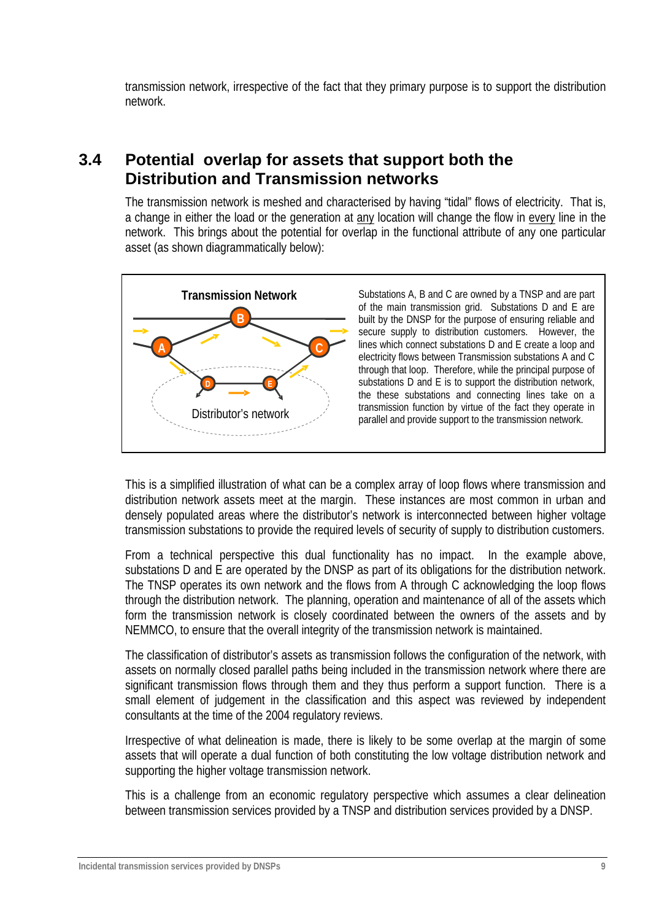transmission network, irrespective of the fact that they primary purpose is to support the distribution network.

## 3.4 Potential overlap for assets that support both the Distribution and Transmission networks

The transmission network is meshed and characterised by having "tidal" flows of electricity. That is, a change in either the load or the generation at any location will change the flow in every line in the network. This brings about the potential for overlap in the functional attribute of any one particular asset (as shown diagrammatically below):

Transmission Network

Distributor's network

Substations A, B and C are owned by a TNSP and are part of the main transmission grid. Substations D and E are built by the DNSP for the purpose of ensuring reliable and secure supply to distribution customers. However, the lines which connect substations D and E create a loop and electricity flows between Transmission substations A and C through that loop. Therefore, while the principal purpose of substations D and E is to support the distribution network, the these substations and connecting lines take on a transmission function by virtue of the fact they operate in parallel and provide support to the transmission network.

This is a simplified illustration of what can be a complex array of loop flows where transmission and distribution network assets meet at the margin. These instances are most common in urban and densely populated areas where the distributor's network is interconnected between higher voltage transmission substations to provide the required levels of security of supply to distribution customers.

From a technical perspective this dual functionality has no impact. In the example above, substations D and E are operated by the DNSP as part of its obligations for the distribution network. The TNSP operates its own network and the flows from A through C acknowledging the loop flows through the distribution network. The planning, operation and maintenance of all of the assets which form the transmission network is closely coordinated between the owners of the assets and by NEMMCO, to ensure that the overall integrity of the transmission network is maintained.

The classification of distributor's assets as transmission follows the configuration of the network, with assets on normally closed parallel paths being included in the transmission network where there are significant transmission flows through them and they thus perform a support function. There is a small element of judgement in the classification and this aspect was reviewed by independent consultants at the time of the 2004 regulatory reviews.

Irrespective of what delineation is made, there is likely to be some overlap at the margin of some assets that will operate a dual function of both constituting the low voltage distribution network and supporting the higher voltage transmission network.

This is a challenge from an economic regulatory perspective which assumes a clear delineation between transmission services provided by a TNSP and distribution services provided by a DNSP.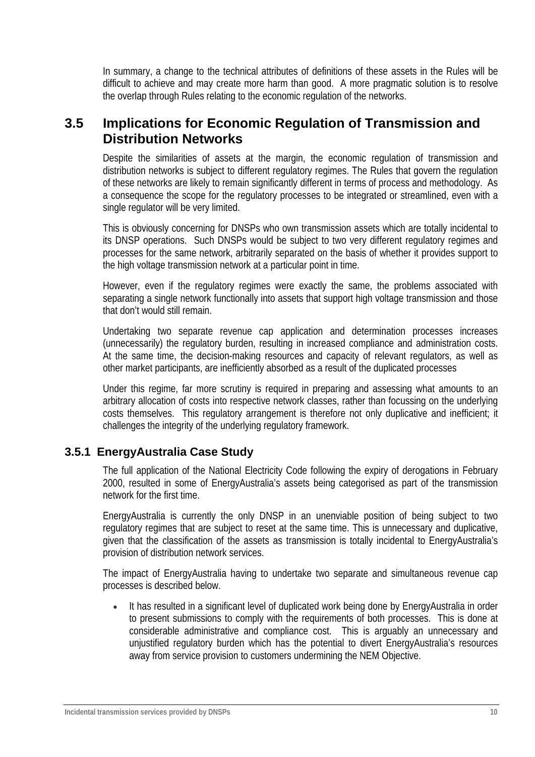In summary, a change to the technical attributes of definitions of these assets in the Rules will be difficult to achieve and may create more harm than good. A more pragmatic solution is to resolve the overlap through Rules relating to the economic regulation of the networks.

## 3.5 Implications for Economic Regulation of Transmission and Distribution Networks

Despite the similarities of assets at the margin, the economic regulation of transmission and distribution networks is subject to different regulatory regimes. The Rules that govern the regulation of these networks are likely to remain significantly different in terms of process and methodology. As a consequence the scope for the regulatory processes to be integrated or streamlined, even with a single regulator will be very limited.

This is obviously concerning for DNSPs who own transmission assets which are totally incidental to its DNSP operations. Such DNSPs would be subject to two very different regulatory regimes and processes for the same network, arbitrarily separated on the basis of whether it provides support to the high voltage transmission network at a particular point in time.

However, even if the regulatory regimes were exactly the same, the problems associated with separating a single network functionally into assets that support high voltage transmission and those that don't would still remain.

Undertaking two separate revenue cap application and determination processes increases (unnecessarily) the regulatory burden, resulting in increased compliance and administration costs. At the same time, the decision-making resources and capacity of relevant regulators, as well as other market participants, are inefficiently absorbed as a result of the duplicated processes

Under this regime, far more scrutiny is required in preparing and assessing what amounts to an arbitrary allocation of costs into respective network classes, rather than focussing on the underlying costs themselves. This regulatory arrangement is therefore not only duplicative and inefficient; it challenges the integrity of the underlying regulatory framework.

### 3.5.1 EnergyAustralia Case Study

The full application of the National Electricity Code following the expiry of derogations in February 2000, resulted in some of EnergyAustralia's assets being categorised as part of the transmission network for the first time.

EnergyAustralia is currently the only DNSP in an unenviable position of being subject to two regulatory regimes that are subject to reset at the same time. This is unnecessary and duplicative, given that the classification of the assets as transmission is totally incidental to EnergyAustralia's provision of distribution network services.

The impact of EnergyAustralia having to undertake two separate and simultaneous revenue cap processes is described below.

- It has resulted in a significant level of duplicated work being done by EnergyAustralia in order to present submissions to comply with the requirements of both processes. This is done at considerable administrative and compliance cost. This is arguably an unnecessary and unjustified regulatory burden which has the potential to divert EnergyAustralia's resources away from service provision to customers undermining the NEM Objective.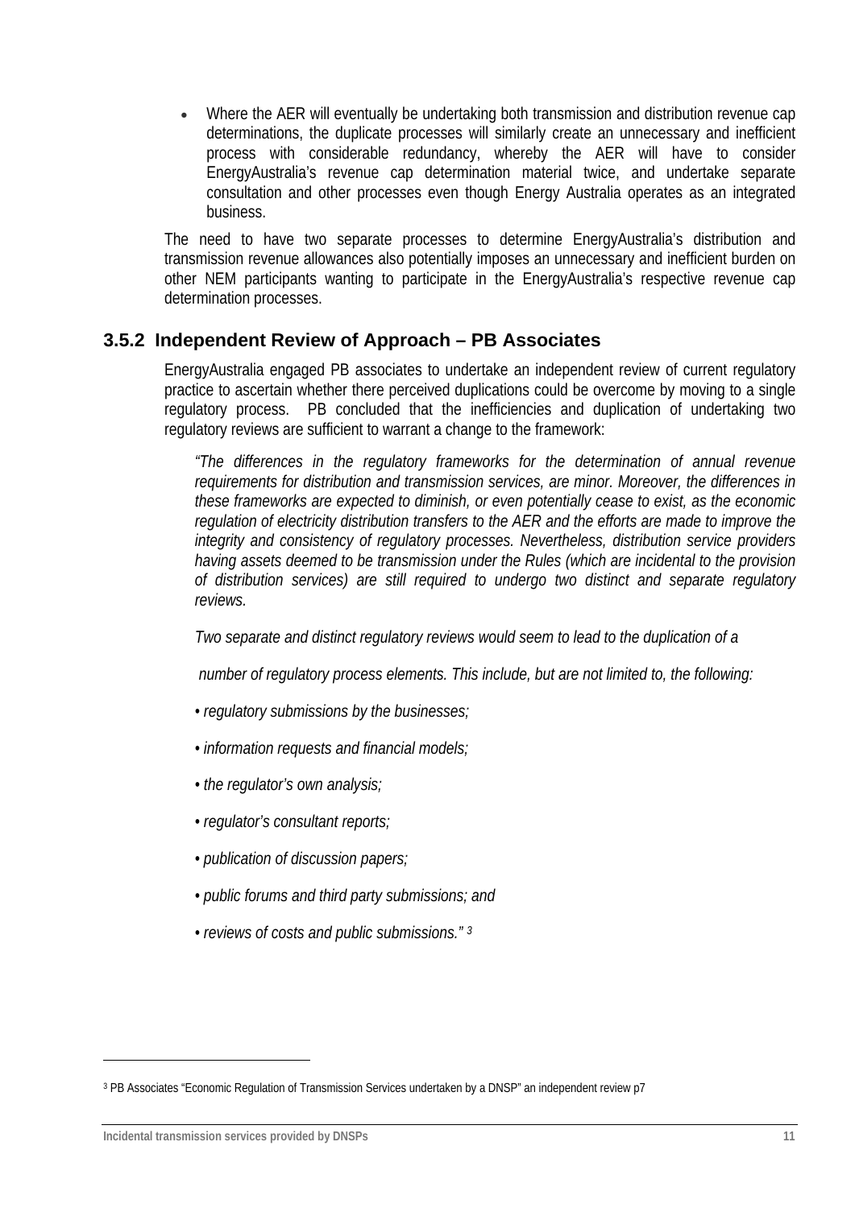- Where the AER will eventually be undertaking both transmission and distribution revenue cap determinations, the duplicate processes will similarly create an unnecessary and inefficient process with considerable redundancy, whereby the AER will have to consider EnergyAustralia's revenue cap determination material twice, and undertake separate consultation and other processes even though Energy Australia operates as an integrated business.

The need to have two separate processes to determine EnergyAustralia's distribution and transmission revenue allowances also potentially imposes an unnecessary and inefficient burden on other NEM participants wanting to participate in the EnergyAustralia's respective revenue cap determination processes.

### 3.5.2 Independent Review of Approach – PB Associates

EnergyAustralia engaged PB associates to undertake an independent review of current regulatory practice to ascertain whether there perceived duplications could be overcome by moving to a single regulatory process. PB concluded that the inefficiencies and duplication of undertaking two regulatory reviews are sufficient to warrant a change to the framework:

*"The differences in the regulatory frameworks for the determination of annual revenue requirements for distribution and transmission services, are minor. Moreover, the differences in these frameworks are expected to diminish, or even potentially cease to exist, as the economic regulation of electricity distribution transfers to the AER and the efforts are made to improve the integrity and consistency of regulatory processes. Nevertheless, distribution service providers having assets deemed to be transmission under the Rules (which are incidental to the provision of distribution services) are still required to undergo two distinct and separate regulatory reviews.*

*Two separate and distinct regulatory reviews would seem to lead to the duplication of a*

*number of regulatory process elements. This include, but are not limited to, the following:*

*• regulatory submissions by the businesses;*

*• information requests and financial models;*

*• the regulator's own analysis;*

*• regulator's consultant reports;*

*• publication of discussion papers;*

*• public forums and third party submissions; and*

*• reviews of costs and public submissions."* [3]

[3] PB Associates "Economic Regulation of Transmission Services undertaken by a DNSP" an independent review p7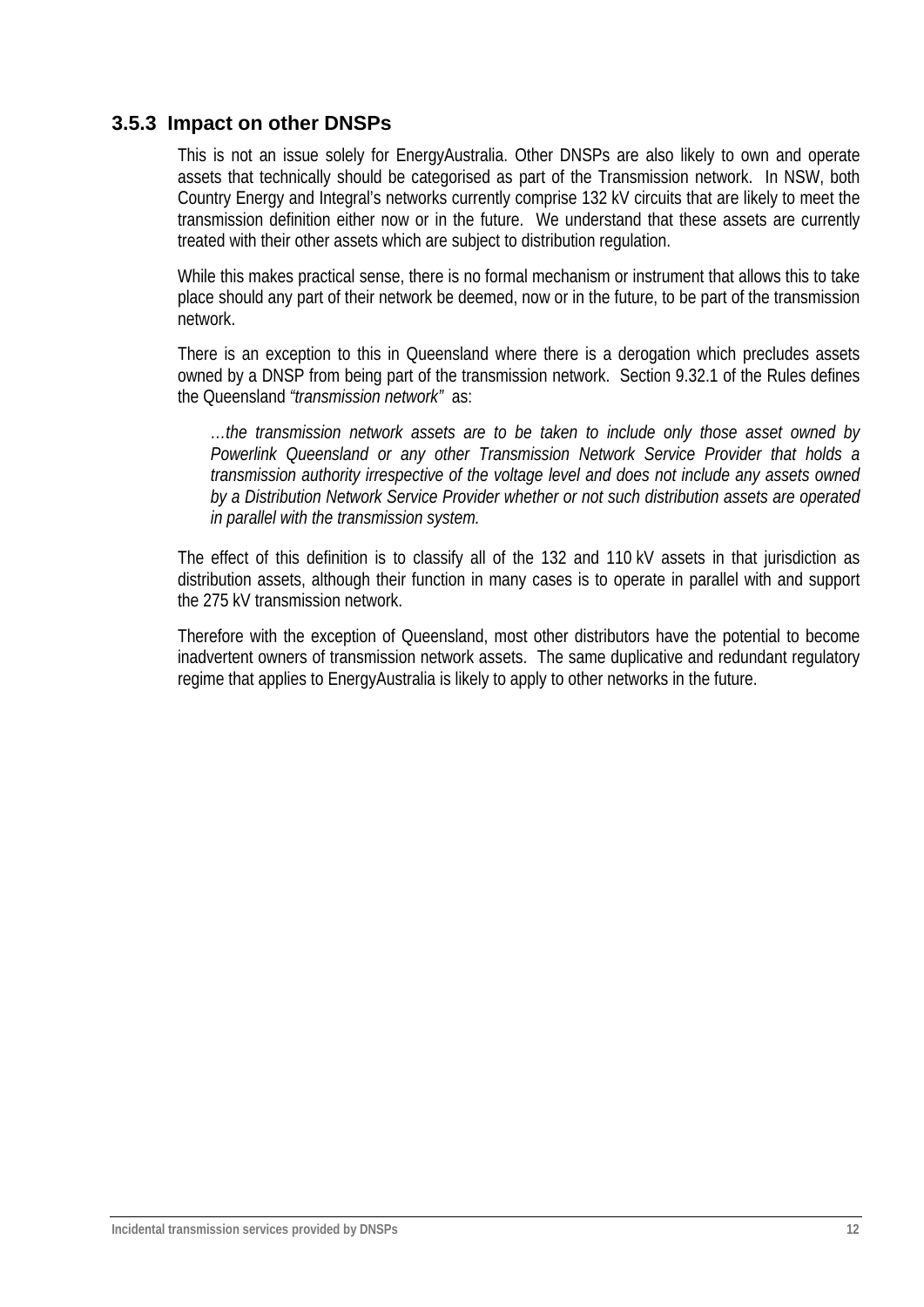### 3.5.3 Impact on other DNSPs

This is not an issue solely for EnergyAustralia. Other DNSPs are also likely to own and operate assets that technically should be categorised as part of the Transmission network. In NSW, both Country Energy and Integral's networks currently comprise 132 kV circuits that are likely to meet the transmission definition either now or in the future. We understand that these assets are currently treated with their other assets which are subject to distribution regulation.

While this makes practical sense, there is no formal mechanism or instrument that allows this to take place should any part of their network be deemed, now or in the future, to be part of the transmission network.

There is an exception to this in Queensland where there is a derogation which precludes assets owned by a DNSP from being part of the transmission network. Section 9.32.1 of the Rules defines the Queensland *"transmission network"* as:

> *…the transmission network assets are to be taken to include only those asset owned by Powerlink Queensland or any other Transmission Network Service Provider that holds a transmission authority irrespective of the voltage level and does not include any assets owned by a Distribution Network Service Provider whether or not such distribution assets are operated in parallel with the transmission system.*

The effect of this definition is to classify all of the 132 and 110 kV assets in that jurisdiction as distribution assets, although their function in many cases is to operate in parallel with and support the 275 kV transmission network.

Therefore with the exception of Queensland, most other distributors have the potential to become inadvertent owners of transmission network assets. The same duplicative and redundant regulatory regime that applies to EnergyAustralia is likely to apply to other networks in the future.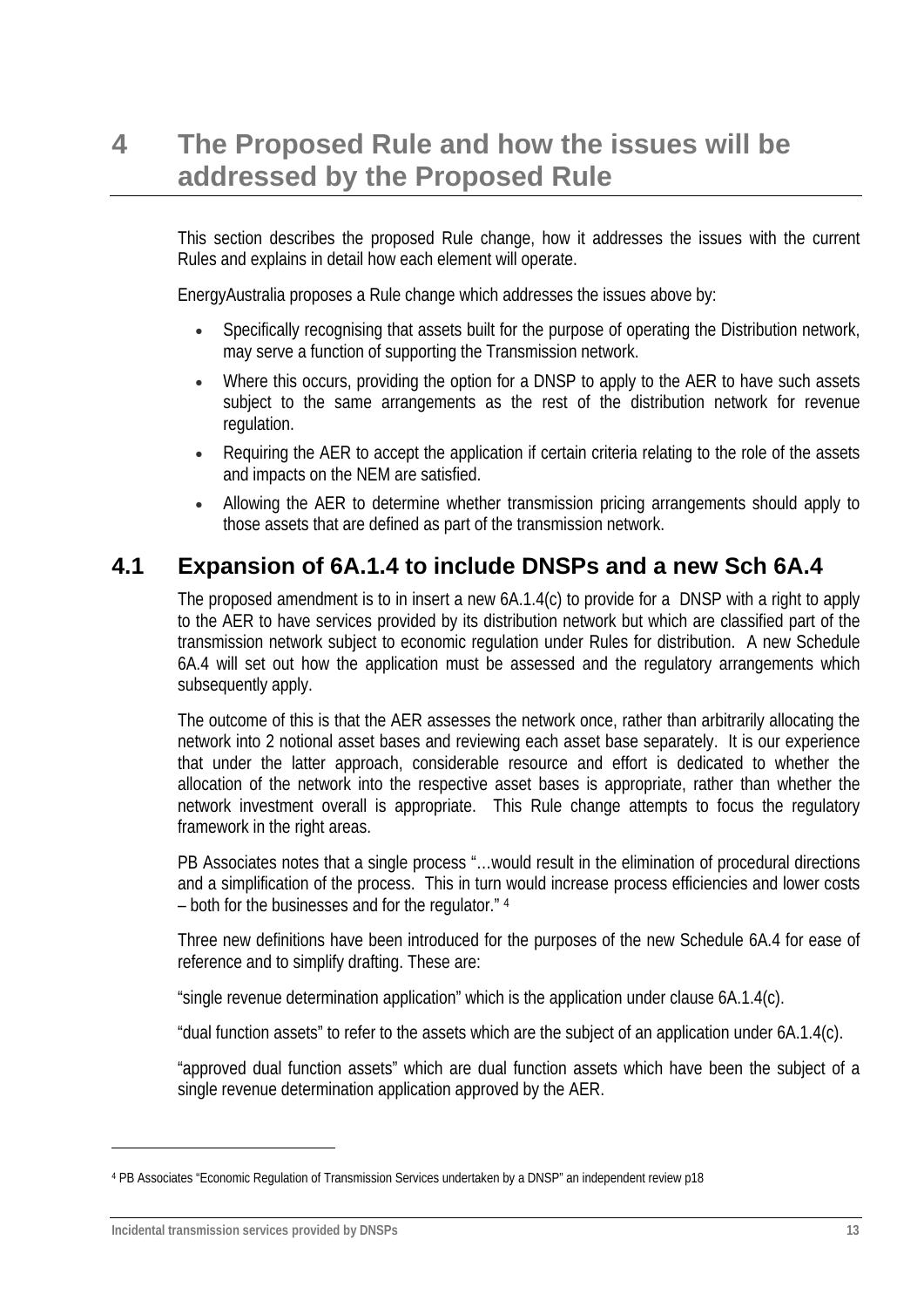# 4 The Proposed Rule and how the issues will be addressed by the Proposed Rule

This section describes the proposed Rule change, how it addresses the issues with the current Rules and explains in detail how each element will operate.

EnergyAustralia proposes a Rule change which addresses the issues above by:

- Specifically recognising that assets built for the purpose of operating the Distribution network, may serve a function of supporting the Transmission network.
- Where this occurs, providing the option for a DNSP to apply to the AER to have such assets subject to the same arrangements as the rest of the distribution network for revenue regulation.
- Requiring the AER to accept the application if certain criteria relating to the role of the assets and impacts on the NEM are satisfied.
- Allowing the AER to determine whether transmission pricing arrangements should apply to those assets that are defined as part of the transmission network.

## 4.1 Expansion of 6A.1.4 to include DNSPs and a new Sch 6A.4

The proposed amendment is to in insert a new 6A.1.4(c) to provide for a DNSP with a right to apply to the AER to have services provided by its distribution network but which are classified part of the transmission network subject to economic regulation under Rules for distribution. A new Schedule 6A.4 will set out how the application must be assessed and the regulatory arrangements which subsequently apply.

The outcome of this is that the AER assesses the network once, rather than arbitrarily allocating the network into 2 notional asset bases and reviewing each asset base separately. It is our experience that under the latter approach, considerable resource and effort is dedicated to whether the allocation of the network into the respective asset bases is appropriate, rather than whether the network investment overall is appropriate. This Rule change attempts to focus the regulatory framework in the right areas.

PB Associates notes that a single process "…would result in the elimination of procedural directions and a simplification of the process. This in turn would increase process efficiencies and lower costs – both for the businesses and for the regulator." [4]

Three new definitions have been introduced for the purposes of the new Schedule 6A.4 for ease of reference and to simplify drafting. These are:

"single revenue determination application" which is the application under clause 6A.1.4(c).

"dual function assets" to refer to the assets which are the subject of an application under 6A.1.4(c).

"approved dual function assets" which are dual function assets which have been the subject of a single revenue determination application approved by the AER.

---

[4] PB Associates "Economic Regulation of Transmission Services undertaken by a DNSP" an independent review p18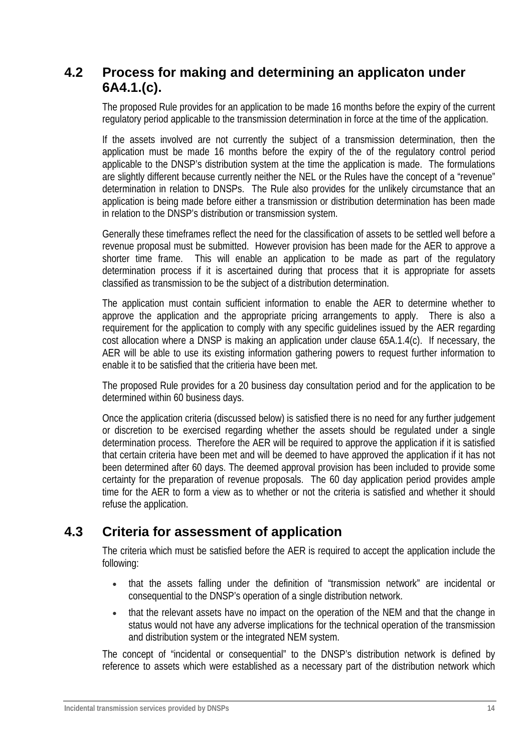## 4.2 Process for making and determining an applicaton under 6A4.1.(c).

The proposed Rule provides for an application to be made 16 months before the expiry of the current regulatory period applicable to the transmission determination in force at the time of the application.

If the assets involved are not currently the subject of a transmission determination, then the application must be made 16 months before the expiry of the of the regulatory control period applicable to the DNSP's distribution system at the time the application is made. The formulations are slightly different because currently neither the NEL or the Rules have the concept of a "revenue" determination in relation to DNSPs. The Rule also provides for the unlikely circumstance that an application is being made before either a transmission or distribution determination has been made in relation to the DNSP's distribution or transmission system.

Generally these timeframes reflect the need for the classification of assets to be settled well before a revenue proposal must be submitted. However provision has been made for the AER to approve a shorter time frame. This will enable an application to be made as part of the regulatory determination process if it is ascertained during that process that it is appropriate for assets classified as transmission to be the subject of a distribution determination.

The application must contain sufficient information to enable the AER to determine whether to approve the application and the appropriate pricing arrangements to apply. There is also a requirement for the application to comply with any specific guidelines issued by the AER regarding cost allocation where a DNSP is making an application under clause 65A.1.4(c). If necessary, the AER will be able to use its existing information gathering powers to request further information to enable it to be satisfied that the critieria have been met.

The proposed Rule provides for a 20 business day consultation period and for the application to be determined within 60 business days.

Once the application criteria (discussed below) is satisfied there is no need for any further judgement or discretion to be exercised regarding whether the assets should be regulated under a single determination process. Therefore the AER will be required to approve the application if it is satisfied that certain criteria have been met and will be deemed to have approved the application if it has not been determined after 60 days. The deemed approval provision has been included to provide some certainty for the preparation of revenue proposals. The 60 day application period provides ample time for the AER to form a view as to whether or not the criteria is satisfied and whether it should refuse the application.

## 4.3 Criteria for assessment of application

The criteria which must be satisfied before the AER is required to accept the application include the following:

- that the assets falling under the definition of "transmission network" are incidental or consequential to the DNSP's operation of a single distribution network.
- that the relevant assets have no impact on the operation of the NEM and that the change in status would not have any adverse implications for the technical operation of the transmission and distribution system or the integrated NEM system.

The concept of "incidental or consequential" to the DNSP's distribution network is defined by reference to assets which were established as a necessary part of the distribution network which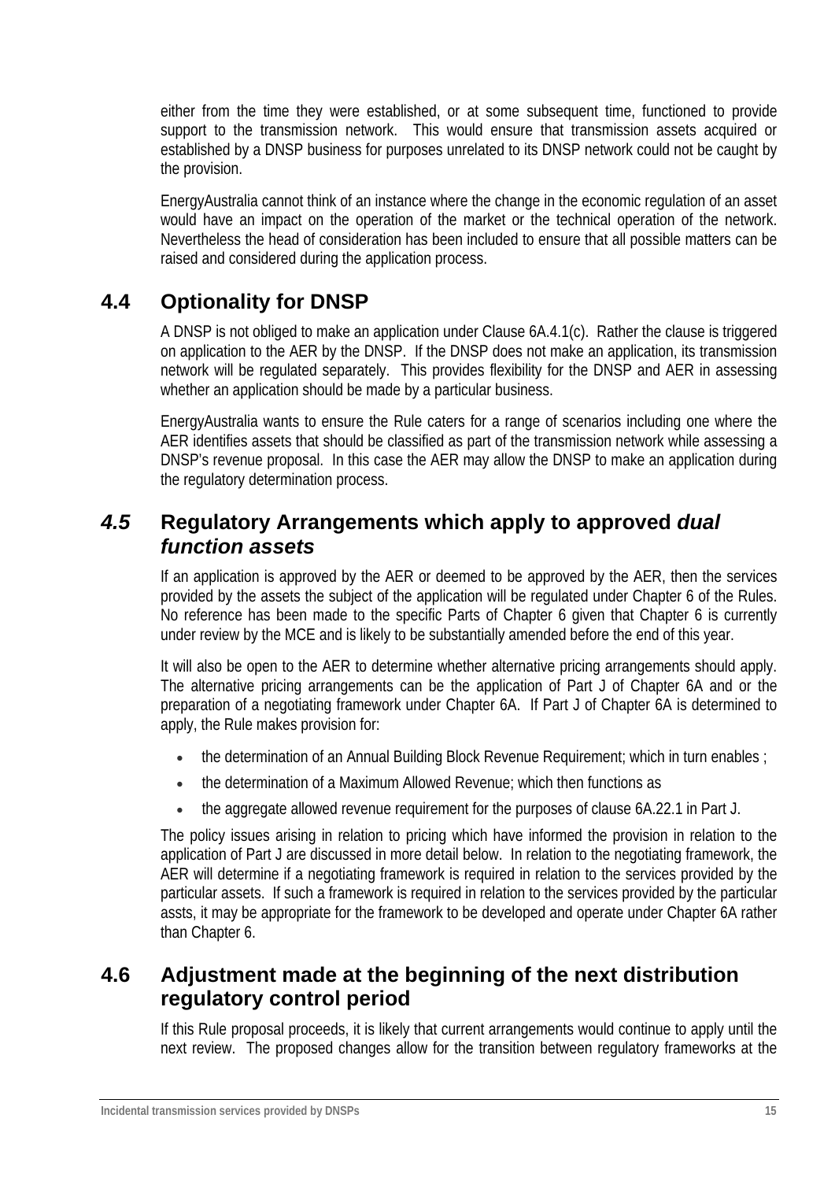either from the time they were established, or at some subsequent time, functioned to provide support to the transmission network. This would ensure that transmission assets acquired or established by a DNSP business for purposes unrelated to its DNSP network could not be caught by the provision.

EnergyAustralia cannot think of an instance where the change in the economic regulation of an asset would have an impact on the operation of the market or the technical operation of the network. Nevertheless the head of consideration has been included to ensure that all possible matters can be raised and considered during the application process.

## 4.4 Optionality for DNSP

A DNSP is not obliged to make an application under Clause 6A.4.1(c). Rather the clause is triggered on application to the AER by the DNSP. If the DNSP does not make an application, its transmission network will be regulated separately. This provides flexibility for the DNSP and AER in assessing whether an application should be made by a particular business.

EnergyAustralia wants to ensure the Rule caters for a range of scenarios including one where the AER identifies assets that should be classified as part of the transmission network while assessing a DNSP's revenue proposal. In this case the AER may allow the DNSP to make an application during the regulatory determination process.

## *4.5* Regulatory Arrangements which apply to approved *dual function assets*

If an application is approved by the AER or deemed to be approved by the AER, then the services provided by the assets the subject of the application will be regulated under Chapter 6 of the Rules. No reference has been made to the specific Parts of Chapter 6 given that Chapter 6 is currently under review by the MCE and is likely to be substantially amended before the end of this year.

It will also be open to the AER to determine whether alternative pricing arrangements should apply. The alternative pricing arrangements can be the application of Part J of Chapter 6A and or the preparation of a negotiating framework under Chapter 6A. If Part J of Chapter 6A is determined to apply, the Rule makes provision for:

- the determination of an Annual Building Block Revenue Requirement; which in turn enables ;
- the determination of a Maximum Allowed Revenue; which then functions as
- the aggregate allowed revenue requirement for the purposes of clause 6A.22.1 in Part J.

The policy issues arising in relation to pricing which have informed the provision in relation to the application of Part J are discussed in more detail below. In relation to the negotiating framework, the AER will determine if a negotiating framework is required in relation to the services provided by the particular assets. If such a framework is required in relation to the services provided by the particular assts, it may be appropriate for the framework to be developed and operate under Chapter 6A rather than Chapter 6.

## 4.6 Adjustment made at the beginning of the next distribution regulatory control period

If this Rule proposal proceeds, it is likely that current arrangements would continue to apply until the next review. The proposed changes allow for the transition between regulatory frameworks at the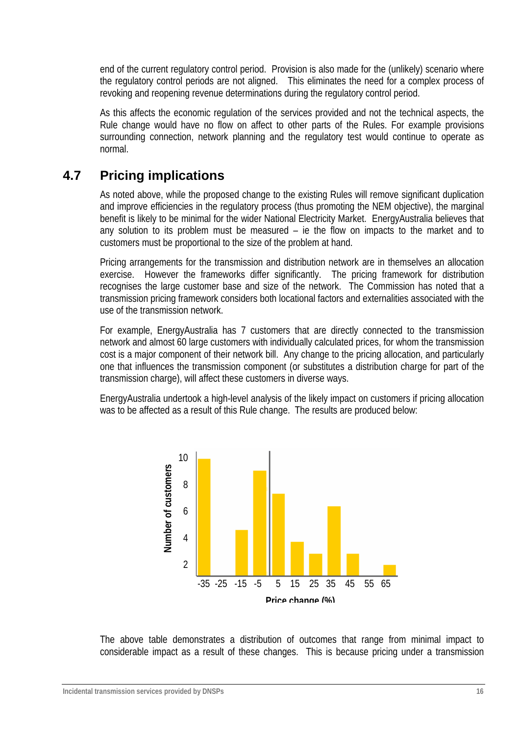end of the current regulatory control period. Provision is also made for the (unlikely) scenario where the regulatory control periods are not aligned. This eliminates the need for a complex process of revoking and reopening revenue determinations during the regulatory control period.

As this affects the economic regulation of the services provided and not the technical aspects, the Rule change would have no flow on affect to other parts of the Rules. For example provisions surrounding connection, network planning and the regulatory test would continue to operate as normal.

## 4.7 Pricing implications

As noted above, while the proposed change to the existing Rules will remove significant duplication and improve efficiencies in the regulatory process (thus promoting the NEM objective), the marginal benefit is likely to be minimal for the wider National Electricity Market. EnergyAustralia believes that any solution to its problem must be measured – ie the flow on impacts to the market and to customers must be proportional to the size of the problem at hand.

Pricing arrangements for the transmission and distribution network are in themselves an allocation exercise. However the frameworks differ significantly. The pricing framework for distribution recognises the large customer base and size of the network. The Commission has noted that a transmission pricing framework considers both locational factors and externalities associated with the use of the transmission network.

For example, EnergyAustralia has 7 customers that are directly connected to the transmission network and almost 60 large customers with individually calculated prices, for whom the transmission cost is a major component of their network bill. Any change to the pricing allocation, and particularly one that influences the transmission component (or substitutes a distribution charge for part of the transmission charge), will affect these customers in diverse ways.

EnergyAustralia undertook a high-level analysis of the likely impact on customers if pricing allocation was to be affected as a result of this Rule change. The results are produced below:

Number of customers

Price change (%)

The above table demonstrates a distribution of outcomes that range from minimal impact to considerable impact as a result of these changes. This is because pricing under a transmission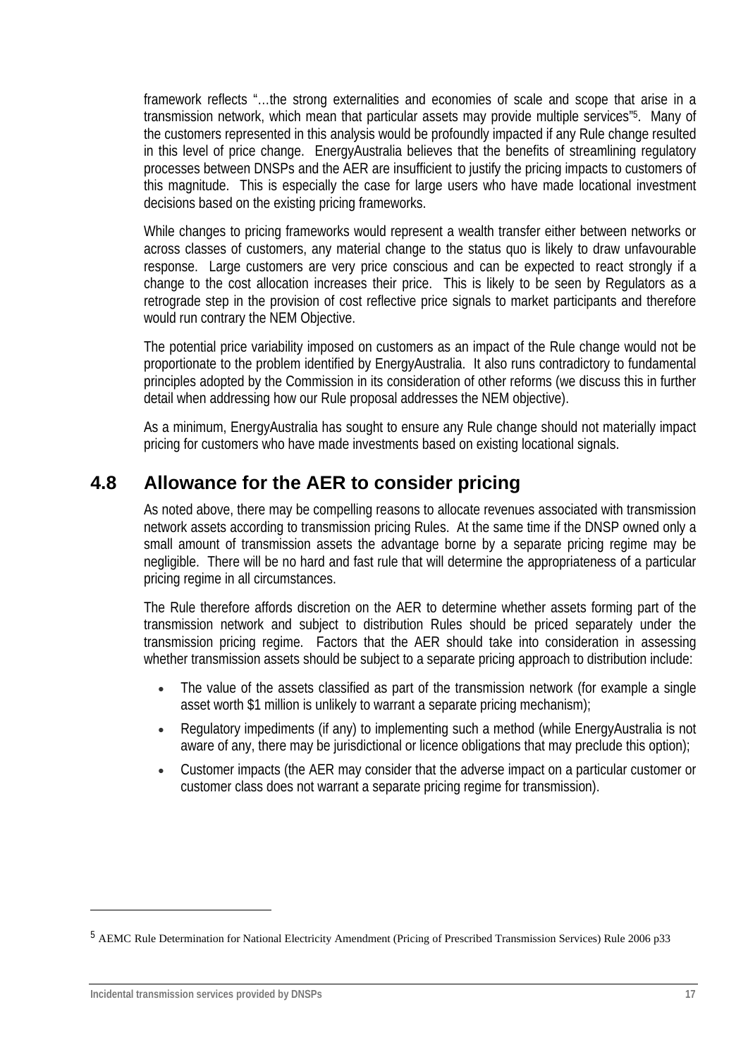framework reflects "…the strong externalities and economies of scale and scope that arise in a transmission network, which mean that particular assets may provide multiple services"[5]. Many of the customers represented in this analysis would be profoundly impacted if any Rule change resulted in this level of price change. EnergyAustralia believes that the benefits of streamlining regulatory processes between DNSPs and the AER are insufficient to justify the pricing impacts to customers of this magnitude. This is especially the case for large users who have made locational investment decisions based on the existing pricing frameworks.

While changes to pricing frameworks would represent a wealth transfer either between networks or across classes of customers, any material change to the status quo is likely to draw unfavourable response. Large customers are very price conscious and can be expected to react strongly if a change to the cost allocation increases their price. This is likely to be seen by Regulators as a retrograde step in the provision of cost reflective price signals to market participants and therefore would run contrary the NEM Objective.

The potential price variability imposed on customers as an impact of the Rule change would not be proportionate to the problem identified by EnergyAustralia. It also runs contradictory to fundamental principles adopted by the Commission in its consideration of other reforms (we discuss this in further detail when addressing how our Rule proposal addresses the NEM objective).

As a minimum, EnergyAustralia has sought to ensure any Rule change should not materially impact pricing for customers who have made investments based on existing locational signals.

## 4.8 Allowance for the AER to consider pricing

As noted above, there may be compelling reasons to allocate revenues associated with transmission network assets according to transmission pricing Rules. At the same time if the DNSP owned only a small amount of transmission assets the advantage borne by a separate pricing regime may be negligible. There will be no hard and fast rule that will determine the appropriateness of a particular pricing regime in all circumstances.

The Rule therefore affords discretion on the AER to determine whether assets forming part of the transmission network and subject to distribution Rules should be priced separately under the transmission pricing regime. Factors that the AER should take into consideration in assessing whether transmission assets should be subject to a separate pricing approach to distribution include:

- The value of the assets classified as part of the transmission network (for example a single asset worth $1 million is unlikely to warrant a separate pricing mechanism);
- Regulatory impediments (if any) to implementing such a method (while EnergyAustralia is not aware of any, there may be jurisdictional or licence obligations that may preclude this option);
- Customer impacts (the AER may consider that the adverse impact on a particular customer or customer class does not warrant a separate pricing regime for transmission).

---

[5] AEMC Rule Determination for National Electricity Amendment (Pricing of Prescribed Transmission Services) Rule 2006 p33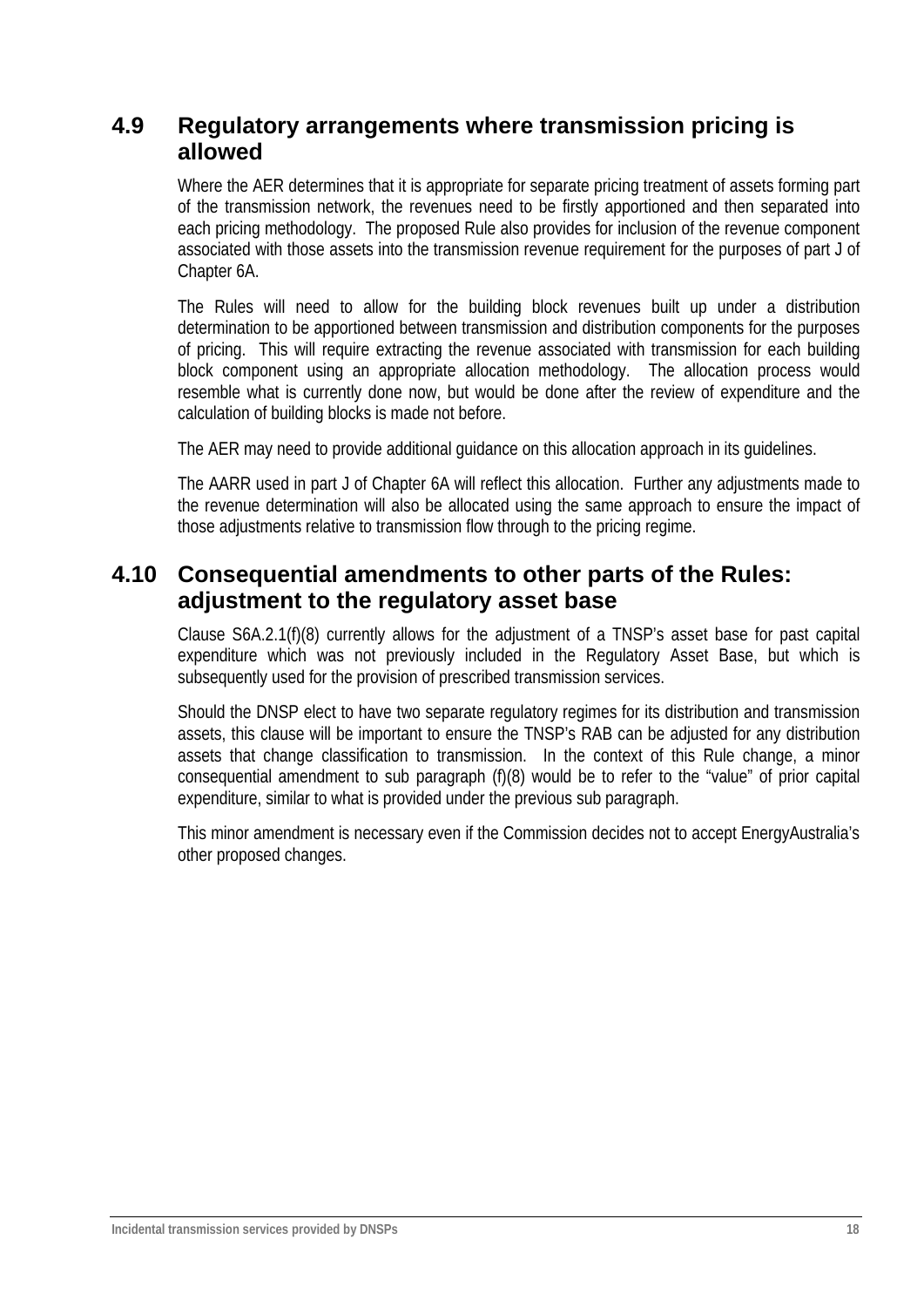## 4.9 Regulatory arrangements where transmission pricing is allowed

Where the AER determines that it is appropriate for separate pricing treatment of assets forming part of the transmission network, the revenues need to be firstly apportioned and then separated into each pricing methodology. The proposed Rule also provides for inclusion of the revenue component associated with those assets into the transmission revenue requirement for the purposes of part J of Chapter 6A.

The Rules will need to allow for the building block revenues built up under a distribution determination to be apportioned between transmission and distribution components for the purposes of pricing. This will require extracting the revenue associated with transmission for each building block component using an appropriate allocation methodology. The allocation process would resemble what is currently done now, but would be done after the review of expenditure and the calculation of building blocks is made not before.

The AER may need to provide additional guidance on this allocation approach in its guidelines.

The AARR used in part J of Chapter 6A will reflect this allocation. Further any adjustments made to the revenue determination will also be allocated using the same approach to ensure the impact of those adjustments relative to transmission flow through to the pricing regime.

## 4.10 Consequential amendments to other parts of the Rules: adjustment to the regulatory asset base

Clause S6A.2.1(f)(8) currently allows for the adjustment of a TNSP's asset base for past capital expenditure which was not previously included in the Regulatory Asset Base, but which is subsequently used for the provision of prescribed transmission services.

Should the DNSP elect to have two separate regulatory regimes for its distribution and transmission assets, this clause will be important to ensure the TNSP's RAB can be adjusted for any distribution assets that change classification to transmission. In the context of this Rule change, a minor consequential amendment to sub paragraph (f)(8) would be to refer to the "value" of prior capital expenditure, similar to what is provided under the previous sub paragraph.

This minor amendment is necessary even if the Commission decides not to accept EnergyAustralia's other proposed changes.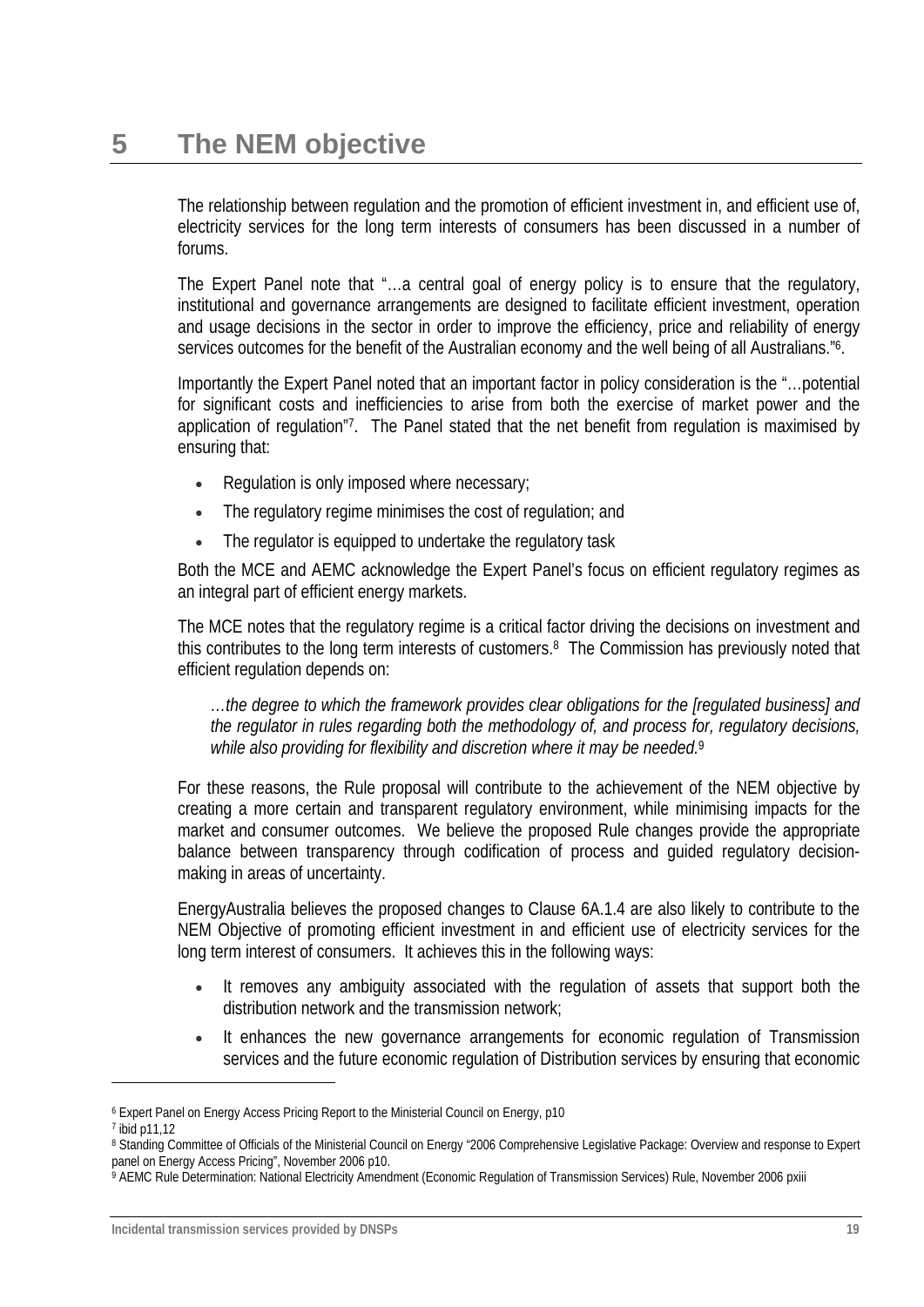# 5 The NEM objective

The relationship between regulation and the promotion of efficient investment in, and efficient use of, electricity services for the long term interests of consumers has been discussed in a number of forums.

The Expert Panel note that "…a central goal of energy policy is to ensure that the regulatory, institutional and governance arrangements are designed to facilitate efficient investment, operation and usage decisions in the sector in order to improve the efficiency, price and reliability of energy services outcomes for the benefit of the Australian economy and the well being of all Australians."[6].

Importantly the Expert Panel noted that an important factor in policy consideration is the "…potential for significant costs and inefficiencies to arise from both the exercise of market power and the application of regulation"[7]. The Panel stated that the net benefit from regulation is maximised by ensuring that:

- Regulation is only imposed where necessary;
- The regulatory regime minimises the cost of regulation; and
- The regulator is equipped to undertake the regulatory task

Both the MCE and AEMC acknowledge the Expert Panel's focus on efficient regulatory regimes as an integral part of efficient energy markets.

The MCE notes that the regulatory regime is a critical factor driving the decisions on investment and this contributes to the long term interests of customers.[8] The Commission has previously noted that efficient regulation depends on:

> *…the degree to which the framework provides clear obligations for the [regulated business] and the regulator in rules regarding both the methodology of, and process for, regulatory decisions, while also providing for flexibility and discretion where it may be needed.*[9]

For these reasons, the Rule proposal will contribute to the achievement of the NEM objective by creating a more certain and transparent regulatory environment, while minimising impacts for the market and consumer outcomes. We believe the proposed Rule changes provide the appropriate balance between transparency through codification of process and guided regulatory decision-making in areas of uncertainty.

EnergyAustralia believes the proposed changes to Clause 6A.1.4 are also likely to contribute to the NEM Objective of promoting efficient investment in and efficient use of electricity services for the long term interest of consumers. It achieves this in the following ways:

- It removes any ambiguity associated with the regulation of assets that support both the distribution network and the transmission network;
- It enhances the new governance arrangements for economic regulation of Transmission services and the future economic regulation of Distribution services by ensuring that economic

---

[6] Expert Panel on Energy Access Pricing Report to the Ministerial Council on Energy, p10

[7] ibid p11,12

[8] Standing Committee of Officials of the Ministerial Council on Energy "2006 Comprehensive Legislative Package: Overview and response to Expert panel on Energy Access Pricing", November 2006 p10.

[9] AEMC Rule Determination: National Electricity Amendment (Economic Regulation of Transmission Services) Rule, November 2006 pxiii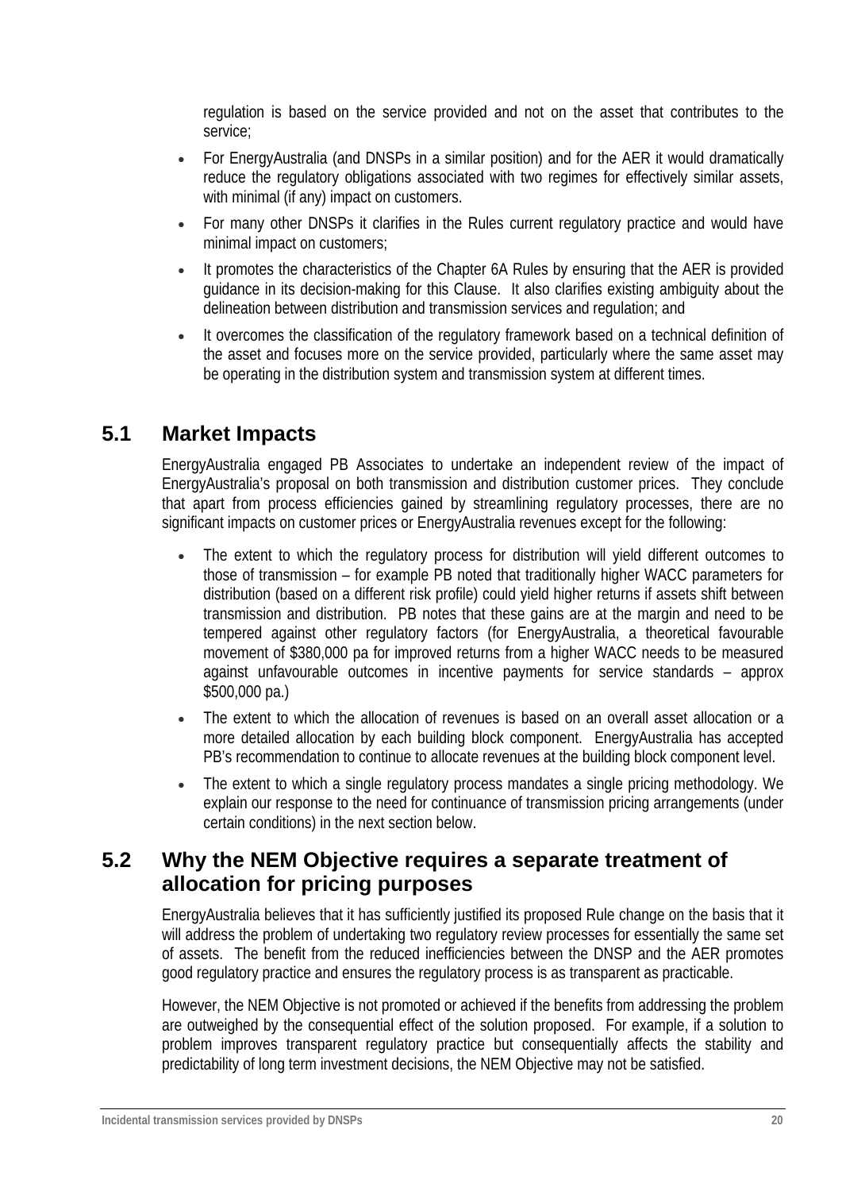regulation is based on the service provided and not on the asset that contributes to the service;

- For EnergyAustralia (and DNSPs in a similar position) and for the AER it would dramatically reduce the regulatory obligations associated with two regimes for effectively similar assets, with minimal (if any) impact on customers.
- For many other DNSPs it clarifies in the Rules current regulatory practice and would have minimal impact on customers;
- It promotes the characteristics of the Chapter 6A Rules by ensuring that the AER is provided guidance in its decision-making for this Clause. It also clarifies existing ambiguity about the delineation between distribution and transmission services and regulation; and
- It overcomes the classification of the regulatory framework based on a technical definition of the asset and focuses more on the service provided, particularly where the same asset may be operating in the distribution system and transmission system at different times.

## 5.1 Market Impacts

EnergyAustralia engaged PB Associates to undertake an independent review of the impact of EnergyAustralia's proposal on both transmission and distribution customer prices. They conclude that apart from process efficiencies gained by streamlining regulatory processes, there are no significant impacts on customer prices or EnergyAustralia revenues except for the following:

- The extent to which the regulatory process for distribution will yield different outcomes to those of transmission – for example PB noted that traditionally higher WACC parameters for distribution (based on a different risk profile) could yield higher returns if assets shift between transmission and distribution. PB notes that these gains are at the margin and need to be tempered against other regulatory factors (for EnergyAustralia, a theoretical favourable movement of $380,000 pa for improved returns from a higher WACC needs to be measured against unfavourable outcomes in incentive payments for service standards – approx $500,000 pa.)
- The extent to which the allocation of revenues is based on an overall asset allocation or a more detailed allocation by each building block component. EnergyAustralia has accepted PB's recommendation to continue to allocate revenues at the building block component level.
- The extent to which a single regulatory process mandates a single pricing methodology. We explain our response to the need for continuance of transmission pricing arrangements (under certain conditions) in the next section below.

## 5.2 Why the NEM Objective requires a separate treatment of allocation for pricing purposes

EnergyAustralia believes that it has sufficiently justified its proposed Rule change on the basis that it will address the problem of undertaking two regulatory review processes for essentially the same set of assets. The benefit from the reduced inefficiencies between the DNSP and the AER promotes good regulatory practice and ensures the regulatory process is as transparent as practicable.

However, the NEM Objective is not promoted or achieved if the benefits from addressing the problem are outweighed by the consequential effect of the solution proposed. For example, if a solution to problem improves transparent regulatory practice but consequentially affects the stability and predictability of long term investment decisions, the NEM Objective may not be satisfied.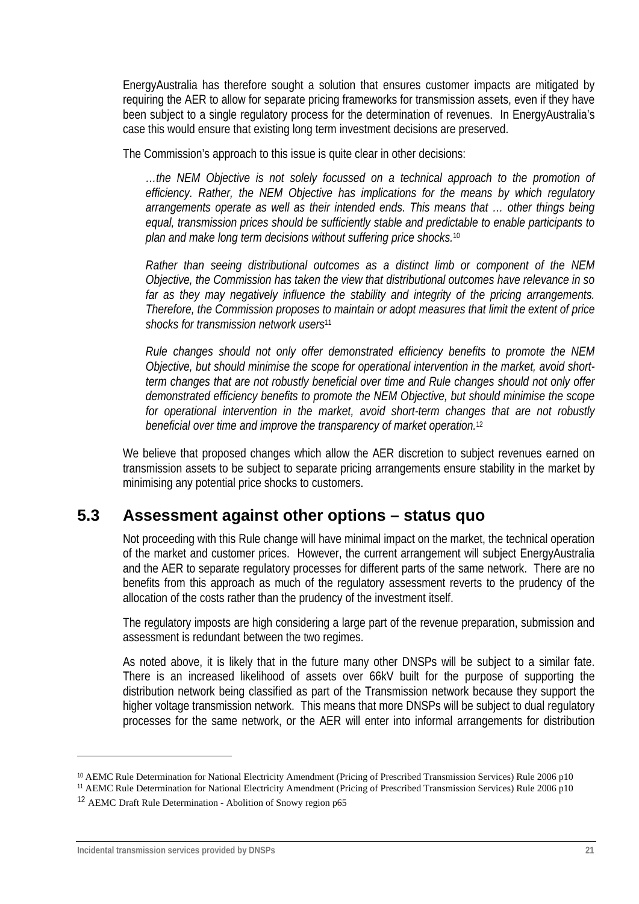EnergyAustralia has therefore sought a solution that ensures customer impacts are mitigated by requiring the AER to allow for separate pricing frameworks for transmission assets, even if they have been subject to a single regulatory process for the determination of revenues. In EnergyAustralia's case this would ensure that existing long term investment decisions are preserved.

The Commission's approach to this issue is quite clear in other decisions:

> *…the NEM Objective is not solely focussed on a technical approach to the promotion of efficiency. Rather, the NEM Objective has implications for the means by which regulatory arrangements operate as well as their intended ends. This means that … other things being equal, transmission prices should be sufficiently stable and predictable to enable participants to plan and make long term decisions without suffering price shocks.*[10]
>
> *Rather than seeing distributional outcomes as a distinct limb or component of the NEM Objective, the Commission has taken the view that distributional outcomes have relevance in so far as they may negatively influence the stability and integrity of the pricing arrangements. Therefore, the Commission proposes to maintain or adopt measures that limit the extent of price shocks for transmission network users*[11]
>
> *Rule changes should not only offer demonstrated efficiency benefits to promote the NEM Objective, but should minimise the scope for operational intervention in the market, avoid short-term changes that are not robustly beneficial over time and Rule changes should not only offer demonstrated efficiency benefits to promote the NEM Objective, but should minimise the scope for operational intervention in the market, avoid short-term changes that are not robustly beneficial over time and improve the transparency of market operation.*[12]

We believe that proposed changes which allow the AER discretion to subject revenues earned on transmission assets to be subject to separate pricing arrangements ensure stability in the market by minimising any potential price shocks to customers.

## 5.3 Assessment against other options – status quo

Not proceeding with this Rule change will have minimal impact on the market, the technical operation of the market and customer prices. However, the current arrangement will subject EnergyAustralia and the AER to separate regulatory processes for different parts of the same network. There are no benefits from this approach as much of the regulatory assessment reverts to the prudency of the allocation of the costs rather than the prudency of the investment itself.

The regulatory imposts are high considering a large part of the revenue preparation, submission and assessment is redundant between the two regimes.

As noted above, it is likely that in the future many other DNSPs will be subject to a similar fate. There is an increased likelihood of assets over 66kV built for the purpose of supporting the distribution network being classified as part of the Transmission network because they support the higher voltage transmission network. This means that more DNSPs will be subject to dual regulatory processes for the same network, or the AER will enter into informal arrangements for distribution

---

[10] AEMC Rule Determination for National Electricity Amendment (Pricing of Prescribed Transmission Services) Rule 2006 p10

[11] AEMC Rule Determination for National Electricity Amendment (Pricing of Prescribed Transmission Services) Rule 2006 p10

[12] AEMC Draft Rule Determination - Abolition of Snowy region p65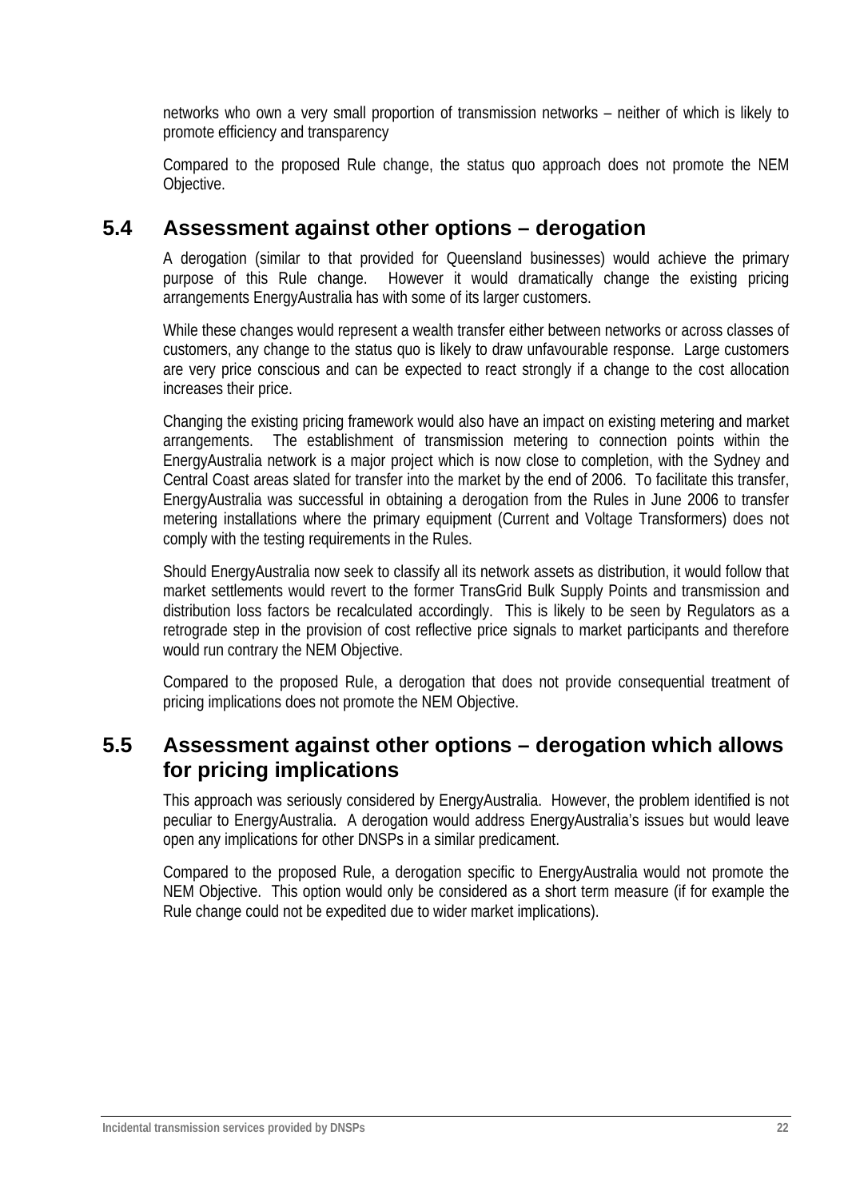networks who own a very small proportion of transmission networks – neither of which is likely to promote efficiency and transparency

Compared to the proposed Rule change, the status quo approach does not promote the NEM Objective.

## 5.4 Assessment against other options – derogation

A derogation (similar to that provided for Queensland businesses) would achieve the primary purpose of this Rule change. However it would dramatically change the existing pricing arrangements EnergyAustralia has with some of its larger customers.

While these changes would represent a wealth transfer either between networks or across classes of customers, any change to the status quo is likely to draw unfavourable response. Large customers are very price conscious and can be expected to react strongly if a change to the cost allocation increases their price.

Changing the existing pricing framework would also have an impact on existing metering and market arrangements. The establishment of transmission metering to connection points within the EnergyAustralia network is a major project which is now close to completion, with the Sydney and Central Coast areas slated for transfer into the market by the end of 2006. To facilitate this transfer, EnergyAustralia was successful in obtaining a derogation from the Rules in June 2006 to transfer metering installations where the primary equipment (Current and Voltage Transformers) does not comply with the testing requirements in the Rules.

Should EnergyAustralia now seek to classify all its network assets as distribution, it would follow that market settlements would revert to the former TransGrid Bulk Supply Points and transmission and distribution loss factors be recalculated accordingly. This is likely to be seen by Regulators as a retrograde step in the provision of cost reflective price signals to market participants and therefore would run contrary the NEM Objective.

Compared to the proposed Rule, a derogation that does not provide consequential treatment of pricing implications does not promote the NEM Objective.

## 5.5 Assessment against other options – derogation which allows for pricing implications

This approach was seriously considered by EnergyAustralia. However, the problem identified is not peculiar to EnergyAustralia. A derogation would address EnergyAustralia's issues but would leave open any implications for other DNSPs in a similar predicament.

Compared to the proposed Rule, a derogation specific to EnergyAustralia would not promote the NEM Objective. This option would only be considered as a short term measure (if for example the Rule change could not be expedited due to wider market implications).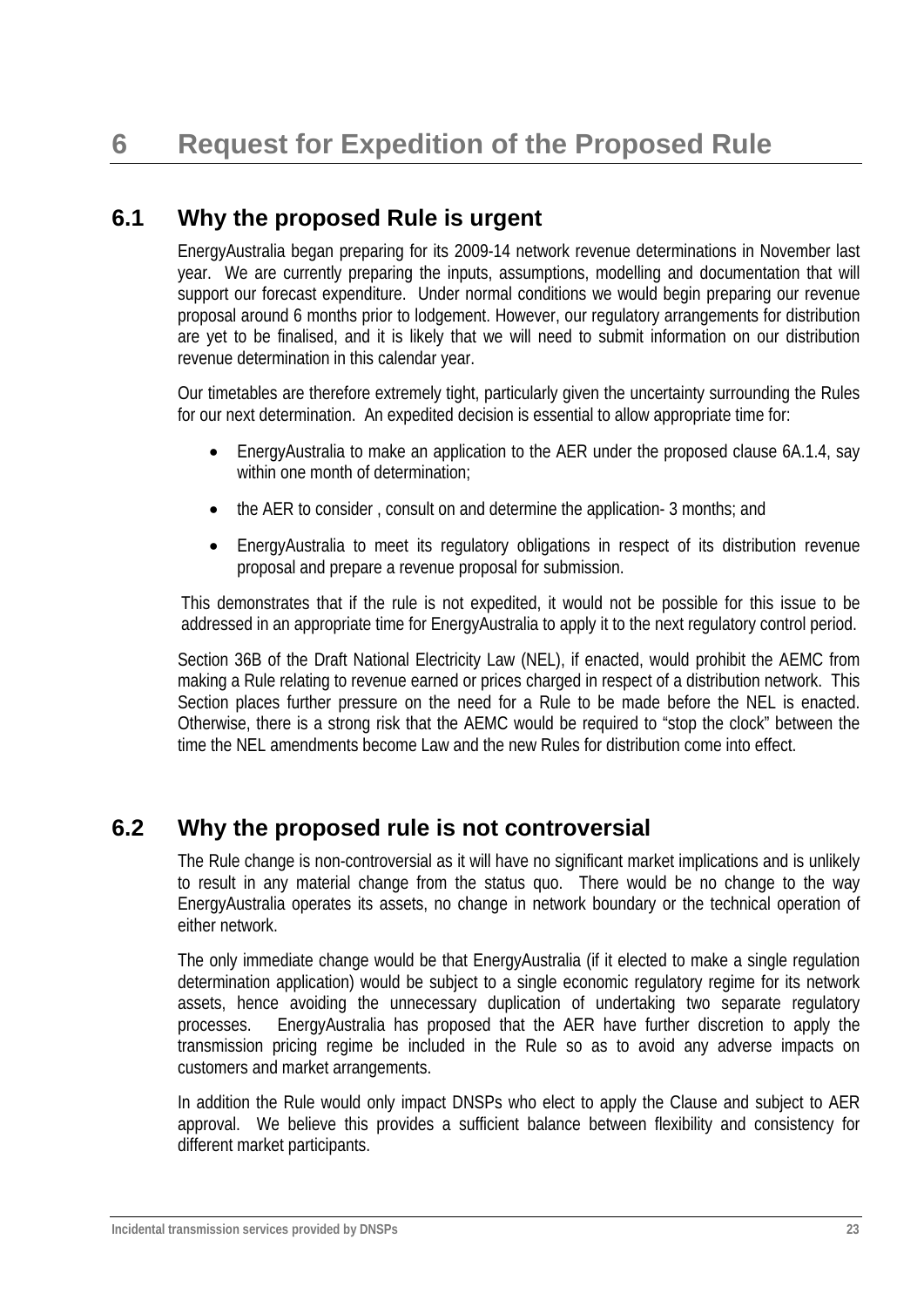# 6 Request for Expedition of the Proposed Rule

## 6.1 Why the proposed Rule is urgent

EnergyAustralia began preparing for its 2009-14 network revenue determinations in November last year. We are currently preparing the inputs, assumptions, modelling and documentation that will support our forecast expenditure. Under normal conditions we would begin preparing our revenue proposal around 6 months prior to lodgement. However, our regulatory arrangements for distribution are yet to be finalised, and it is likely that we will need to submit information on our distribution revenue determination in this calendar year.

Our timetables are therefore extremely tight, particularly given the uncertainty surrounding the Rules for our next determination. An expedited decision is essential to allow appropriate time for:

- EnergyAustralia to make an application to the AER under the proposed clause 6A.1.4, say within one month of determination;
- the AER to consider , consult on and determine the application- 3 months; and
- EnergyAustralia to meet its regulatory obligations in respect of its distribution revenue proposal and prepare a revenue proposal for submission.

This demonstrates that if the rule is not expedited, it would not be possible for this issue to be addressed in an appropriate time for EnergyAustralia to apply it to the next regulatory control period.

Section 36B of the Draft National Electricity Law (NEL), if enacted, would prohibit the AEMC from making a Rule relating to revenue earned or prices charged in respect of a distribution network. This Section places further pressure on the need for a Rule to be made before the NEL is enacted. Otherwise, there is a strong risk that the AEMC would be required to "stop the clock" between the time the NEL amendments become Law and the new Rules for distribution come into effect.

## 6.2 Why the proposed rule is not controversial

The Rule change is non-controversial as it will have no significant market implications and is unlikely to result in any material change from the status quo. There would be no change to the way EnergyAustralia operates its assets, no change in network boundary or the technical operation of either network.

The only immediate change would be that EnergyAustralia (if it elected to make a single regulation determination application) would be subject to a single economic regulatory regime for its network assets, hence avoiding the unnecessary duplication of undertaking two separate regulatory processes. EnergyAustralia has proposed that the AER have further discretion to apply the transmission pricing regime be included in the Rule so as to avoid any adverse impacts on customers and market arrangements.

In addition the Rule would only impact DNSPs who elect to apply the Clause and subject to AER approval. We believe this provides a sufficient balance between flexibility and consistency for different market participants.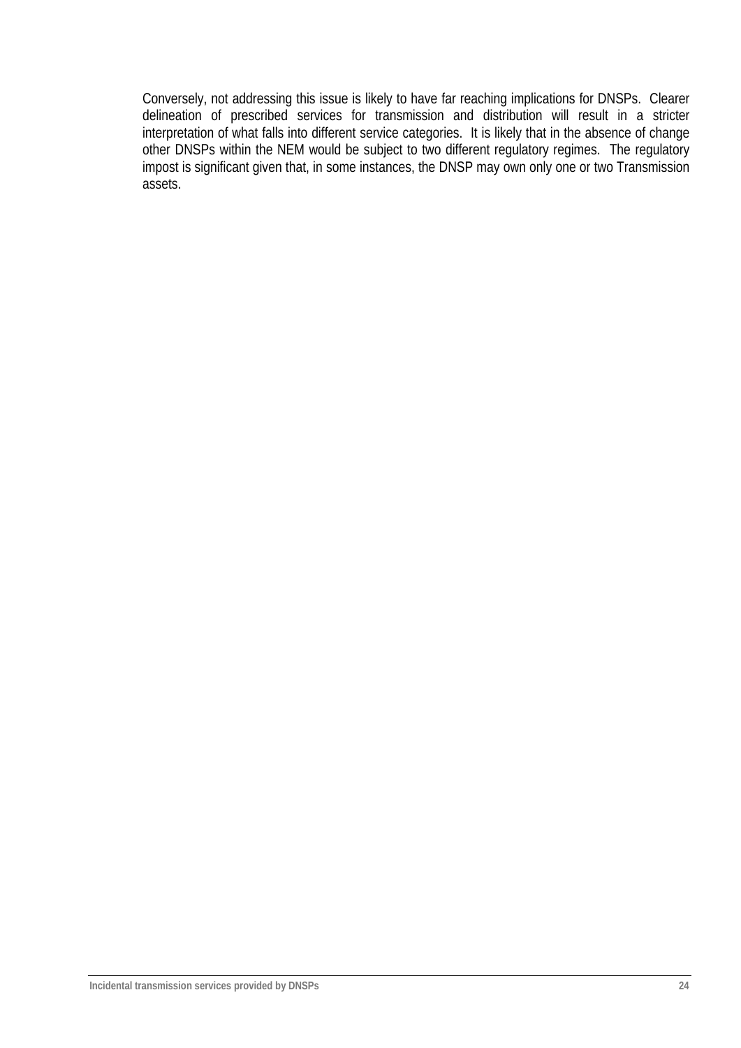Conversely, not addressing this issue is likely to have far reaching implications for DNSPs. Clearer delineation of prescribed services for transmission and distribution will result in a stricter interpretation of what falls into different service categories. It is likely that in the absence of change other DNSPs within the NEM would be subject to two different regulatory regimes. The regulatory impost is significant given that, in some instances, the DNSP may own only one or two Transmission assets.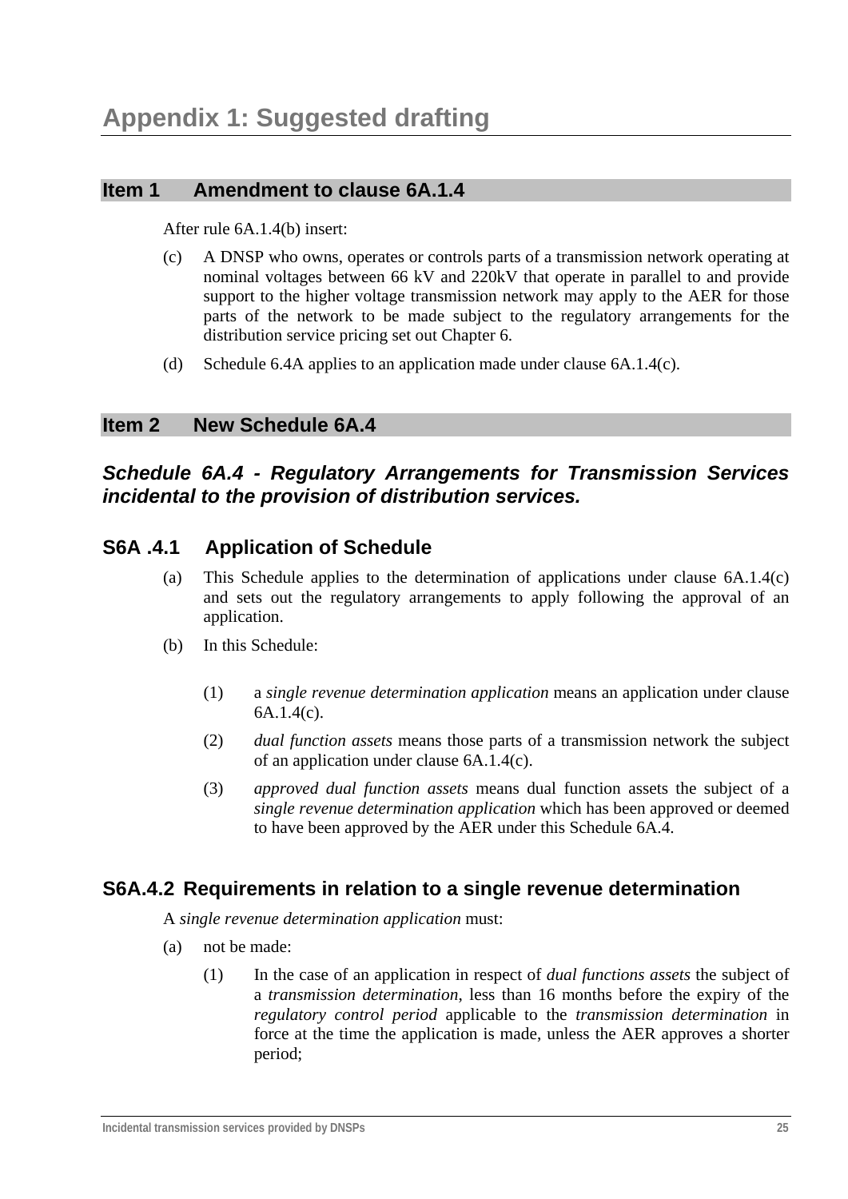# Appendix 1: Suggested drafting

## Item 1 Amendment to clause 6A.1.4

After rule 6A.1.4(b) insert:

(c) A DNSP who owns, operates or controls parts of a transmission network operating at nominal voltages between 66 kV and 220kV that operate in parallel to and provide support to the higher voltage transmission network may apply to the AER for those parts of the network to be made subject to the regulatory arrangements for the distribution service pricing set out Chapter 6.

(d) Schedule 6.4A applies to an application made under clause 6A.1.4(c).

## Item 2 New Schedule 6A.4

### *Schedule 6A.4 - Regulatory Arrangements for Transmission Services incidental to the provision of distribution services.*

### S6A .4.1 Application of Schedule

(a) This Schedule applies to the determination of applications under clause 6A.1.4(c) and sets out the regulatory arrangements to apply following the approval of an application.

(b) In this Schedule:

(1) a *single revenue determination application* means an application under clause 6A.1.4(c).

(2) *dual function assets* means those parts of a transmission network the subject of an application under clause 6A.1.4(c).

(3) *approved dual function assets* means dual function assets the subject of a *single revenue determination application* which has been approved or deemed to have been approved by the AER under this Schedule 6A.4.

### S6A.4.2 Requirements in relation to a single revenue determination

A *single revenue determination application* must:

(a) not be made:

(1) In the case of an application in respect of *dual functions assets* the subject of a *transmission determination*, less than 16 months before the expiry of the *regulatory control period* applicable to the *transmission determination* in force at the time the application is made, unless the AER approves a shorter period;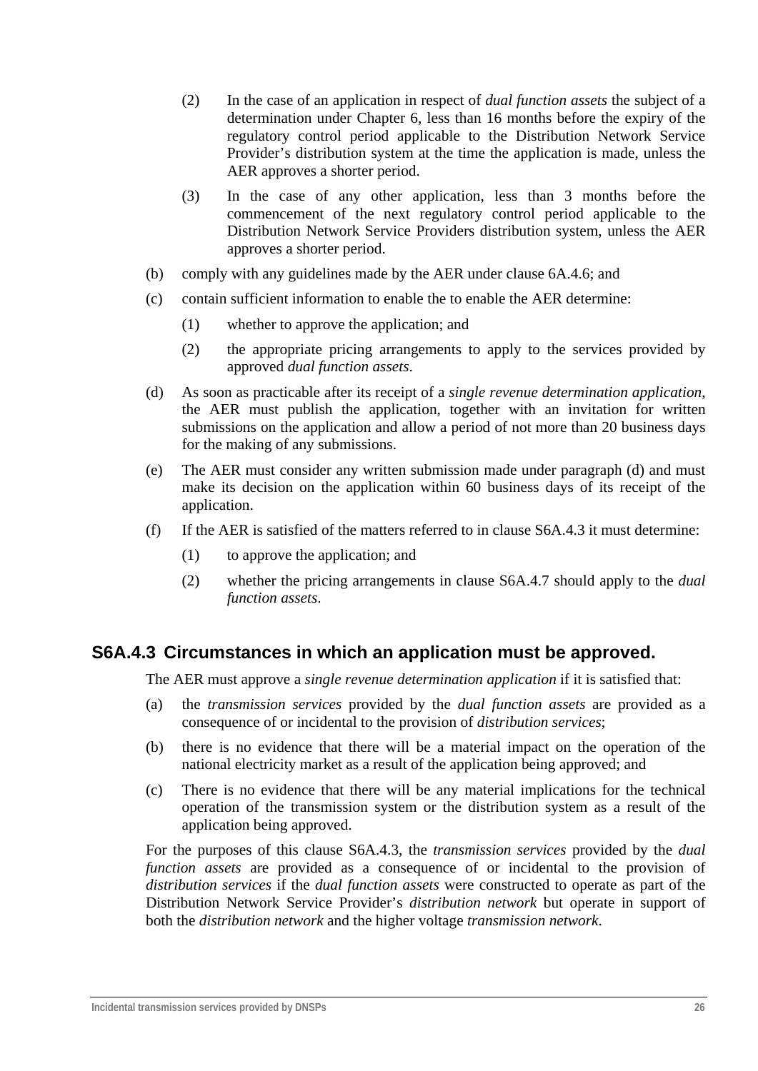(2) In the case of an application in respect of *dual function assets* the subject of a determination under Chapter 6, less than 16 months before the expiry of the regulatory control period applicable to the Distribution Network Service Provider's distribution system at the time the application is made, unless the AER approves a shorter period.

(3) In the case of any other application, less than 3 months before the commencement of the next regulatory control period applicable to the Distribution Network Service Providers distribution system, unless the AER approves a shorter period.

(b) comply with any guidelines made by the AER under clause 6A.4.6; and

(c) contain sufficient information to enable the to enable the AER determine:

(1) whether to approve the application; and

(2) the appropriate pricing arrangements to apply to the services provided by approved *dual function assets*.

(d) As soon as practicable after its receipt of a *single revenue determination application*, the AER must publish the application, together with an invitation for written submissions on the application and allow a period of not more than 20 business days for the making of any submissions.

(e) The AER must consider any written submission made under paragraph (d) and must make its decision on the application within 60 business days of its receipt of the application.

(f) If the AER is satisfied of the matters referred to in clause S6A.4.3 it must determine:

(1) to approve the application; and

(2) whether the pricing arrangements in clause S6A.4.7 should apply to the *dual function assets*.

## S6A.4.3 Circumstances in which an application must be approved.

The AER must approve a *single revenue determination application* if it is satisfied that:

(a) the *transmission services* provided by the *dual function assets* are provided as a consequence of or incidental to the provision of *distribution services*;

(b) there is no evidence that there will be a material impact on the operation of the national electricity market as a result of the application being approved; and

(c) There is no evidence that there will be any material implications for the technical operation of the transmission system or the distribution system as a result of the application being approved.

For the purposes of this clause S6A.4.3, the *transmission services* provided by the *dual function assets* are provided as a consequence of or incidental to the provision of *distribution services* if the *dual function assets* were constructed to operate as part of the Distribution Network Service Provider's *distribution network* but operate in support of both the *distribution network* and the higher voltage *transmission network*.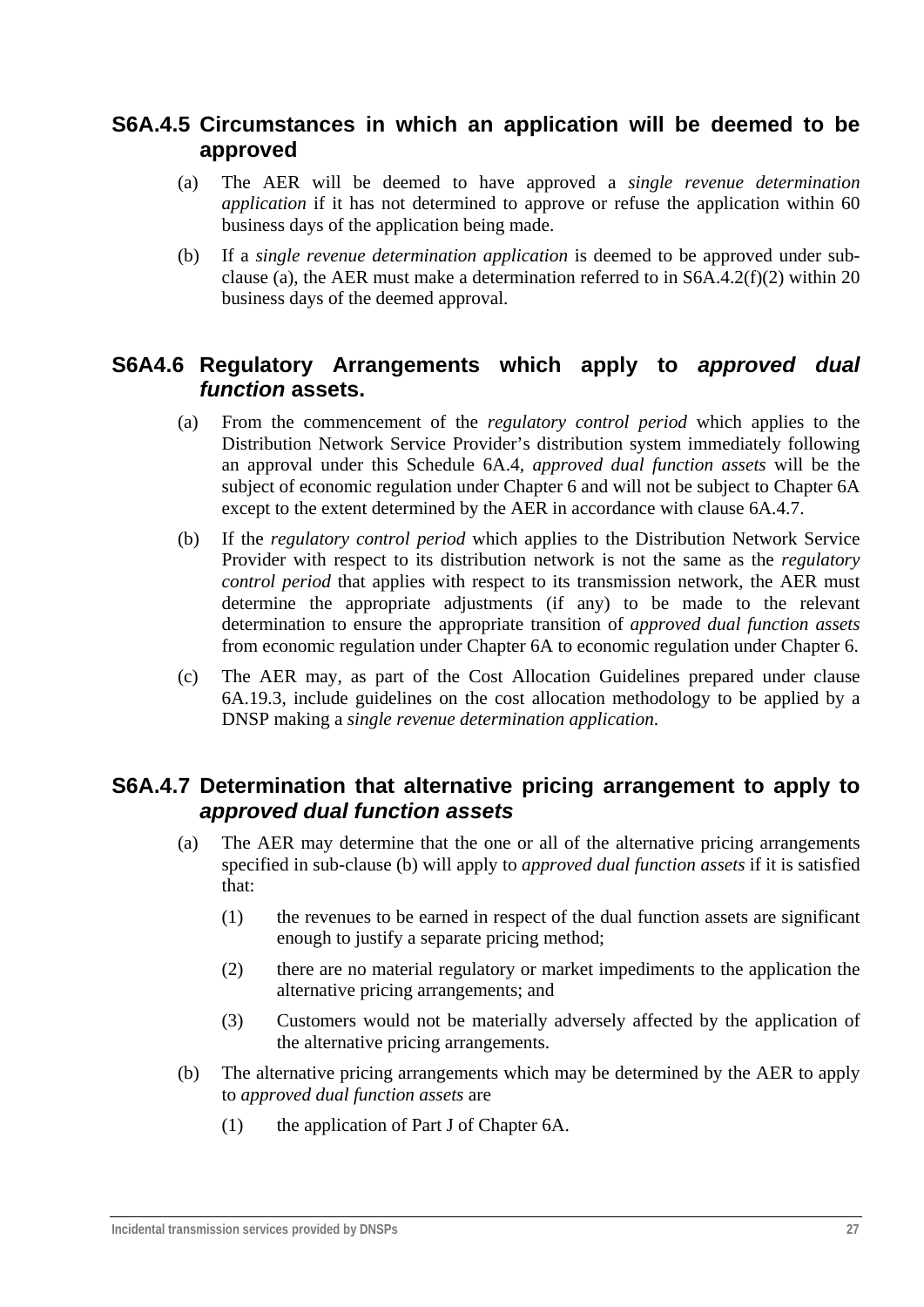## S6A.4.5 Circumstances in which an application will be deemed to be approved

(a) The AER will be deemed to have approved a *single revenue determination application* if it has not determined to approve or refuse the application within 60 business days of the application being made.

(b) If a *single revenue determination application* is deemed to be approved under sub-clause (a), the AER must make a determination referred to in S6A.4.2(f)(2) within 20 business days of the deemed approval.

## S6A4.6 Regulatory Arrangements which apply to *approved dual function* assets.

(a) From the commencement of the *regulatory control period* which applies to the Distribution Network Service Provider's distribution system immediately following an approval under this Schedule 6A.4, *approved dual function assets* will be the subject of economic regulation under Chapter 6 and will not be subject to Chapter 6A except to the extent determined by the AER in accordance with clause 6A.4.7.

(b) If the *regulatory control period* which applies to the Distribution Network Service Provider with respect to its distribution network is not the same as the *regulatory control period* that applies with respect to its transmission network, the AER must determine the appropriate adjustments (if any) to be made to the relevant determination to ensure the appropriate transition of *approved dual function assets* from economic regulation under Chapter 6A to economic regulation under Chapter 6.

(c) The AER may, as part of the Cost Allocation Guidelines prepared under clause 6A.19.3, include guidelines on the cost allocation methodology to be applied by a DNSP making a *single revenue determination application*.

## S6A.4.7 Determination that alternative pricing arrangement to apply to *approved dual function assets*

(a) The AER may determine that the one or all of the alternative pricing arrangements specified in sub-clause (b) will apply to *approved dual function assets* if it is satisfied that:

(1) the revenues to be earned in respect of the dual function assets are significant enough to justify a separate pricing method;

(2) there are no material regulatory or market impediments to the application the alternative pricing arrangements; and

(3) Customers would not be materially adversely affected by the application of the alternative pricing arrangements.

(b) The alternative pricing arrangements which may be determined by the AER to apply to *approved dual function assets* are

(1) the application of Part J of Chapter 6A.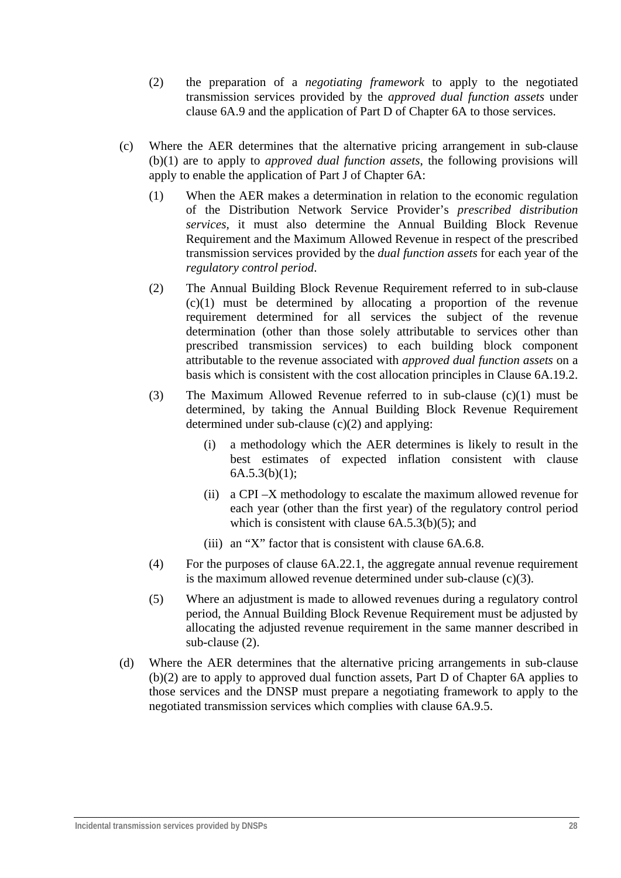(2) the preparation of a *negotiating framework* to apply to the negotiated transmission services provided by the *approved dual function assets* under clause 6A.9 and the application of Part D of Chapter 6A to those services.

(c) Where the AER determines that the alternative pricing arrangement in sub-clause (b)(1) are to apply to *approved dual function assets*, the following provisions will apply to enable the application of Part J of Chapter 6A:

(1) When the AER makes a determination in relation to the economic regulation of the Distribution Network Service Provider's *prescribed distribution services*, it must also determine the Annual Building Block Revenue Requirement and the Maximum Allowed Revenue in respect of the prescribed transmission services provided by the *dual function assets* for each year of the *regulatory control period*.

(2) The Annual Building Block Revenue Requirement referred to in sub-clause (c)(1) must be determined by allocating a proportion of the revenue requirement determined for all services the subject of the revenue determination (other than those solely attributable to services other than prescribed transmission services) to each building block component attributable to the revenue associated with *approved dual function assets* on a basis which is consistent with the cost allocation principles in Clause 6A.19.2.

(3) The Maximum Allowed Revenue referred to in sub-clause (c)(1) must be determined, by taking the Annual Building Block Revenue Requirement determined under sub-clause (c)(2) and applying:

(i) a methodology which the AER determines is likely to result in the best estimates of expected inflation consistent with clause 6A.5.3(b)(1);

(ii) a CPI –X methodology to escalate the maximum allowed revenue for each year (other than the first year) of the regulatory control period which is consistent with clause 6A.5.3(b)(5); and

(iii) an "X" factor that is consistent with clause 6A.6.8.

(4) For the purposes of clause 6A.22.1, the aggregate annual revenue requirement is the maximum allowed revenue determined under sub-clause (c)(3).

(5) Where an adjustment is made to allowed revenues during a regulatory control period, the Annual Building Block Revenue Requirement must be adjusted by allocating the adjusted revenue requirement in the same manner described in sub-clause (2).

(d) Where the AER determines that the alternative pricing arrangements in sub-clause (b)(2) are to apply to approved dual function assets, Part D of Chapter 6A applies to those services and the DNSP must prepare a negotiating framework to apply to the negotiated transmission services which complies with clause 6A.9.5.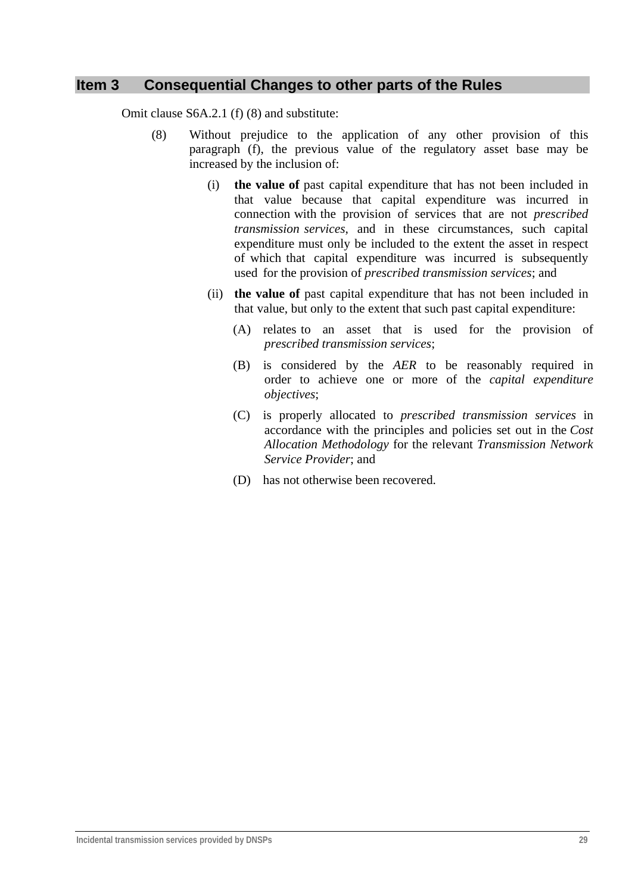## Item 3 Consequential Changes to other parts of the Rules

Omit clause S6A.2.1 (f) (8) and substitute:

(8) Without prejudice to the application of any other provision of this paragraph (f), the previous value of the regulatory asset base may be increased by the inclusion of:

(i) **the value of** past capital expenditure that has not been included in that value because that capital expenditure was incurred in connection with the provision of services that are not *prescribed transmission services*, and in these circumstances, such capital expenditure must only be included to the extent the asset in respect of which that capital expenditure was incurred is subsequently used for the provision of *prescribed transmission services*; and

(ii) **the value of** past capital expenditure that has not been included in that value, but only to the extent that such past capital expenditure:

(A) relates to an asset that is used for the provision of *prescribed transmission services*;

(B) is considered by the *AER* to be reasonably required in order to achieve one or more of the *capital expenditure objectives*;

(C) is properly allocated to *prescribed transmission services* in accordance with the principles and policies set out in the *Cost Allocation Methodology* for the relevant *Transmission Network Service Provider*; and

(D) has not otherwise been recovered.